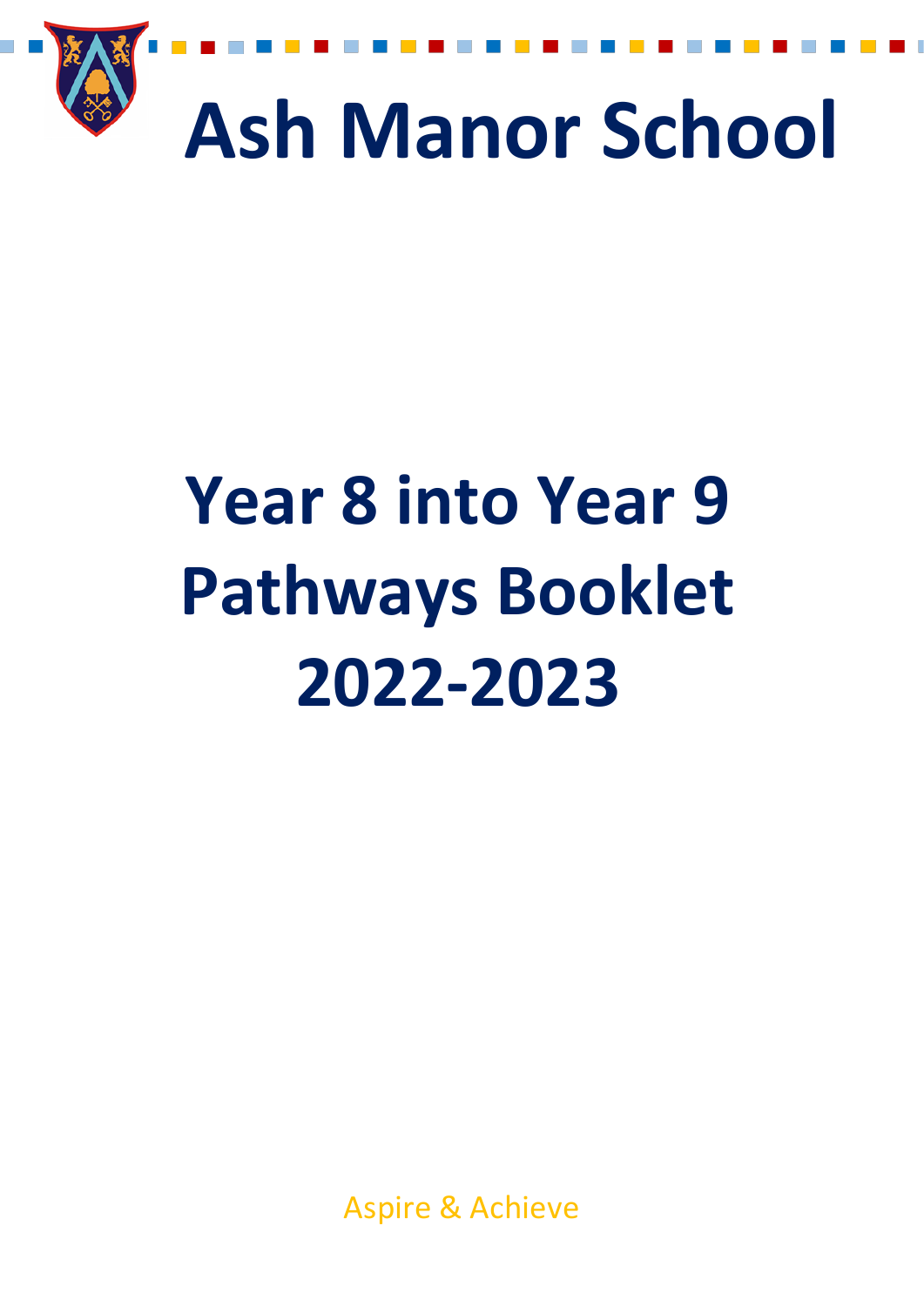# Ash Manor School

# Year 8 into Year 9 Pathways Booklet 2022-2023

Aspire & Achieve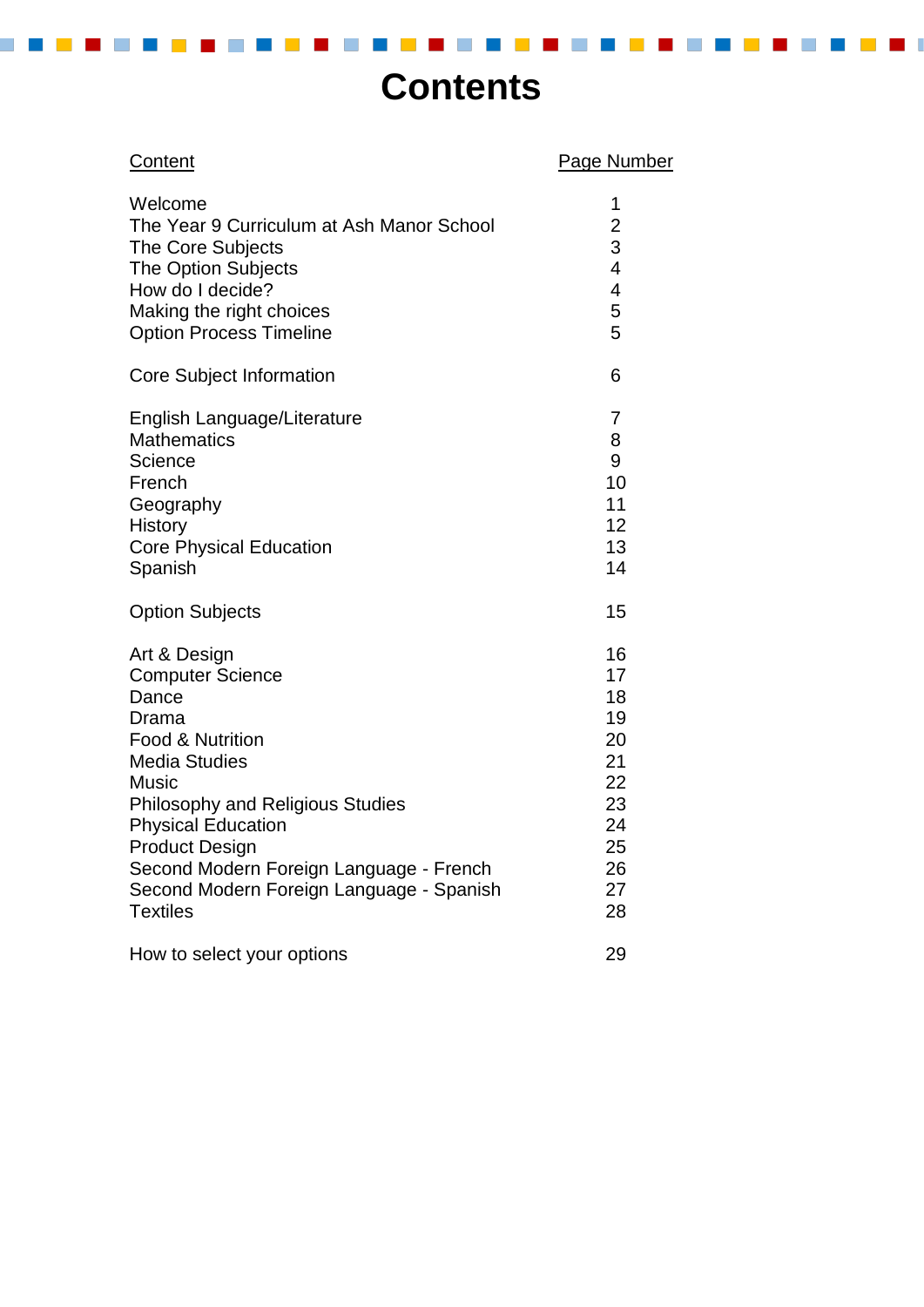# Contents

| Content | Page Number |
|---|---|
| Welcome | 1 |
| The Year 9 Curriculum at Ash Manor School | 2 |
| The Core Subjects | 3 |
| The Option Subjects | 4 |
| How do I decide? | 4 |
| Making the right choices | 5 |
| Option Process Timeline | 5 |
| | |
| Core Subject Information | 6 |
| | |
| English Language/Literature | 7 |
| Mathematics | 8 |
| Science | 9 |
| French | 10 |
| Geography | 11 |
| History | 12 |
| Core Physical Education | 13 |
| Spanish | 14 |
| | |
| Option Subjects | 15 |
| | |
| Art & Design | 16 |
| Computer Science | 17 |
| Dance | 18 |
| Drama | 19 |
| Food & Nutrition | 20 |
| Media Studies | 21 |
| Music | 22 |
| Philosophy and Religious Studies | 23 |
| Physical Education | 24 |
| Product Design | 25 |
| Second Modern Foreign Language - French | 26 |
| Second Modern Foreign Language - Spanish | 27 |
| Textiles | 28 |
| | |
| How to select your options | 29 |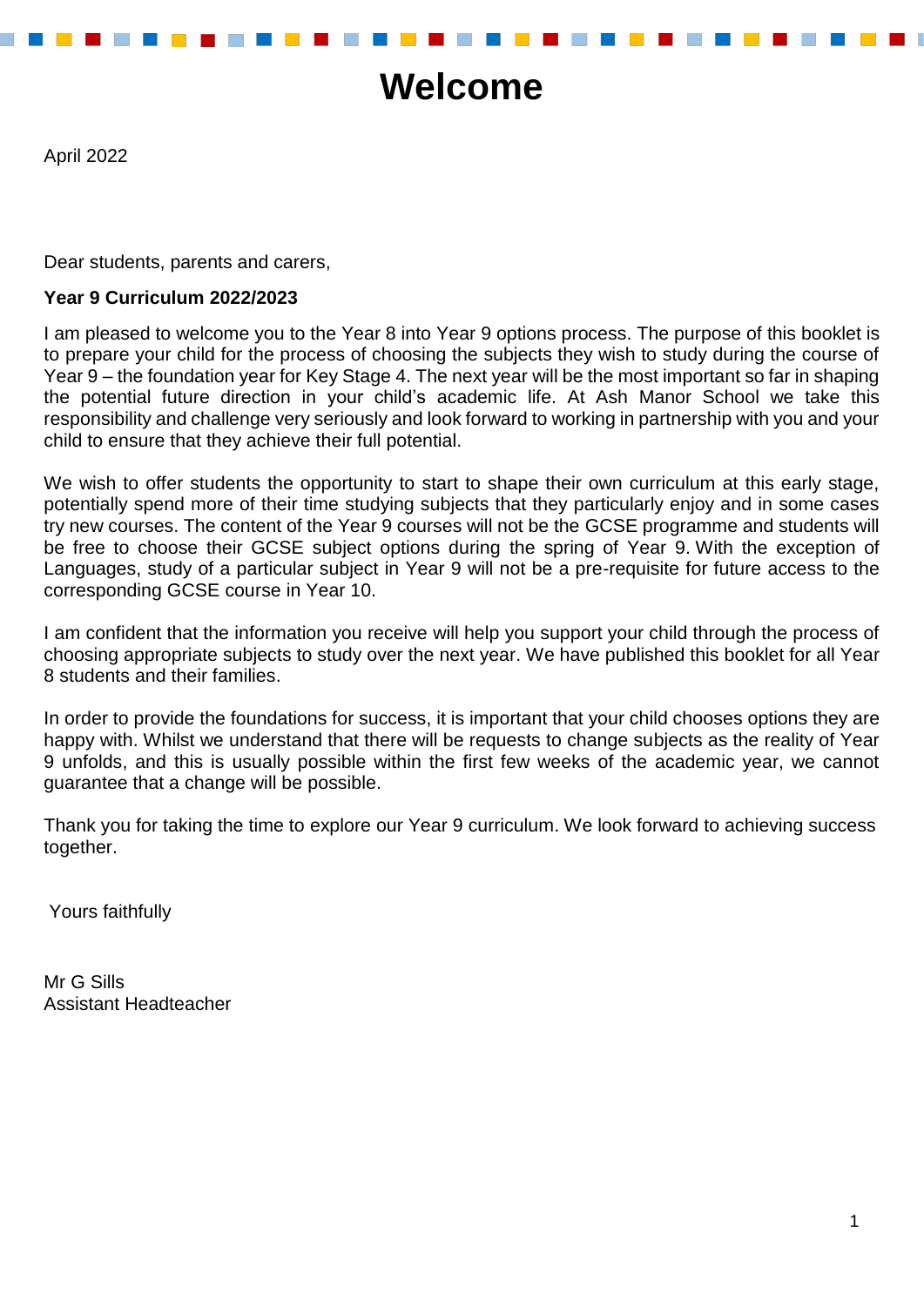# Welcome

April 2022

Dear students, parents and carers,

**Year 9 Curriculum 2022/2023**

I am pleased to welcome you to the Year 8 into Year 9 options process. The purpose of this booklet is to prepare your child for the process of choosing the subjects they wish to study during the course of Year 9 – the foundation year for Key Stage 4. The next year will be the most important so far in shaping the potential future direction in your child's academic life. At Ash Manor School we take this responsibility and challenge very seriously and look forward to working in partnership with you and your child to ensure that they achieve their full potential.

We wish to offer students the opportunity to start to shape their own curriculum at this early stage, potentially spend more of their time studying subjects that they particularly enjoy and in some cases try new courses. The content of the Year 9 courses will not be the GCSE programme and students will be free to choose their GCSE subject options during the spring of Year 9. With the exception of Languages, study of a particular subject in Year 9 will not be a pre-requisite for future access to the corresponding GCSE course in Year 10.

I am confident that the information you receive will help you support your child through the process of choosing appropriate subjects to study over the next year. We have published this booklet for all Year 8 students and their families.

In order to provide the foundations for success, it is important that your child chooses options they are happy with. Whilst we understand that there will be requests to change subjects as the reality of Year 9 unfolds, and this is usually possible within the first few weeks of the academic year, we cannot guarantee that a change will be possible.

Thank you for taking the time to explore our Year 9 curriculum. We look forward to achieving success together.

Yours faithfully

Mr G Sills
Assistant Headteacher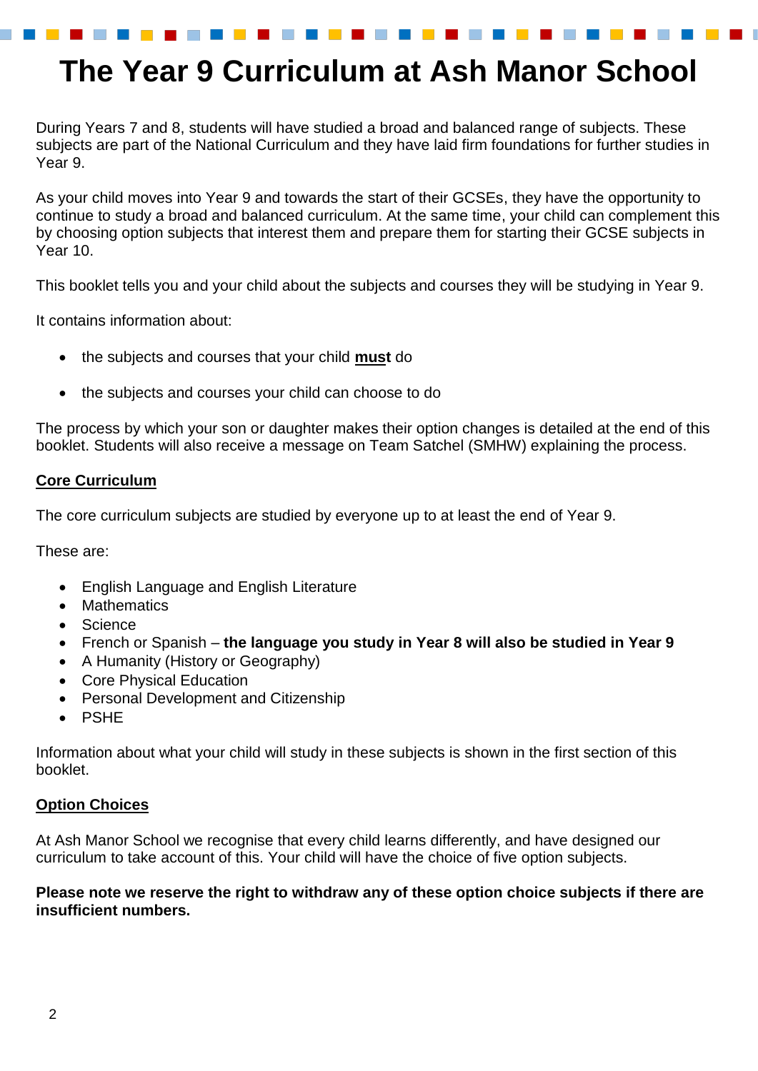# The Year 9 Curriculum at Ash Manor School

During Years 7 and 8, students will have studied a broad and balanced range of subjects. These subjects are part of the National Curriculum and they have laid firm foundations for further studies in Year 9.

As your child moves into Year 9 and towards the start of their GCSEs, they have the opportunity to continue to study a broad and balanced curriculum. At the same time, your child can complement this by choosing option subjects that interest them and prepare them for starting their GCSE subjects in Year 10.

This booklet tells you and your child about the subjects and courses they will be studying in Year 9.

It contains information about:

- the subjects and courses that your child **<u>must</u>** do
- the subjects and courses your child can choose to do

The process by which your son or daughter makes their option changes is detailed at the end of this booklet. Students will also receive a message on Team Satchel (SMHW) explaining the process.

## <u>Core Curriculum</u>

The core curriculum subjects are studied by everyone up to at least the end of Year 9.

These are:

- English Language and English Literature
- Mathematics
- Science
- French or Spanish – **the language you study in Year 8 will also be studied in Year 9**
- A Humanity (History or Geography)
- Core Physical Education
- Personal Development and Citizenship
- PSHE

Information about what your child will study in these subjects is shown in the first section of this booklet.

## <u>Option Choices</u>

At Ash Manor School we recognise that every child learns differently, and have designed our curriculum to take account of this. Your child will have the choice of five option subjects.

**Please note we reserve the right to withdraw any of these option choice subjects if there are insufficient numbers.**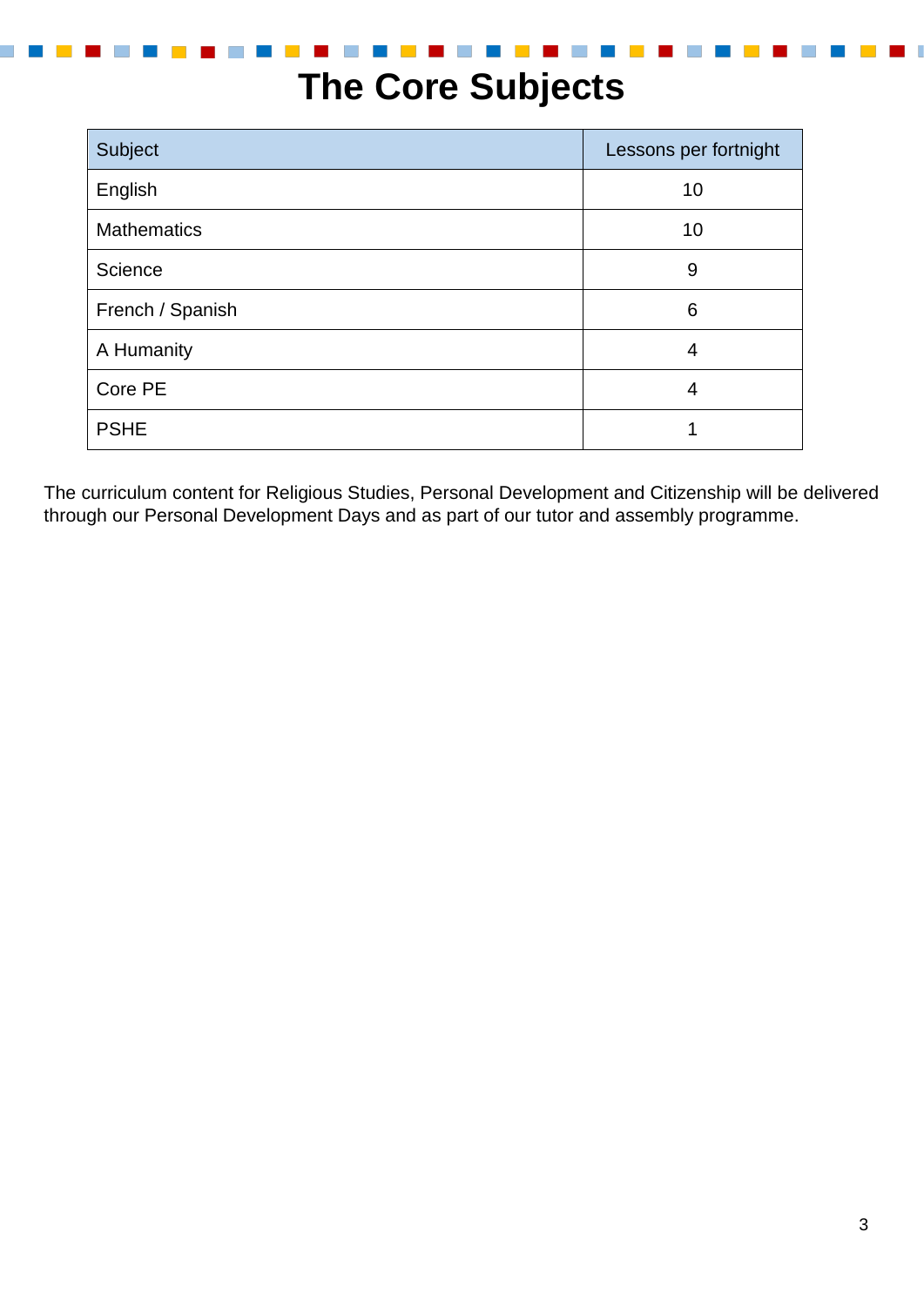# The Core Subjects

| Subject | Lessons per fortnight |
|---|---|
| English | 10 |
| Mathematics | 10 |
| Science | 9 |
| French / Spanish | 6 |
| A Humanity | 4 |
| Core PE | 4 |
| PSHE | 1 |

The curriculum content for Religious Studies, Personal Development and Citizenship will be delivered through our Personal Development Days and as part of our tutor and assembly programme.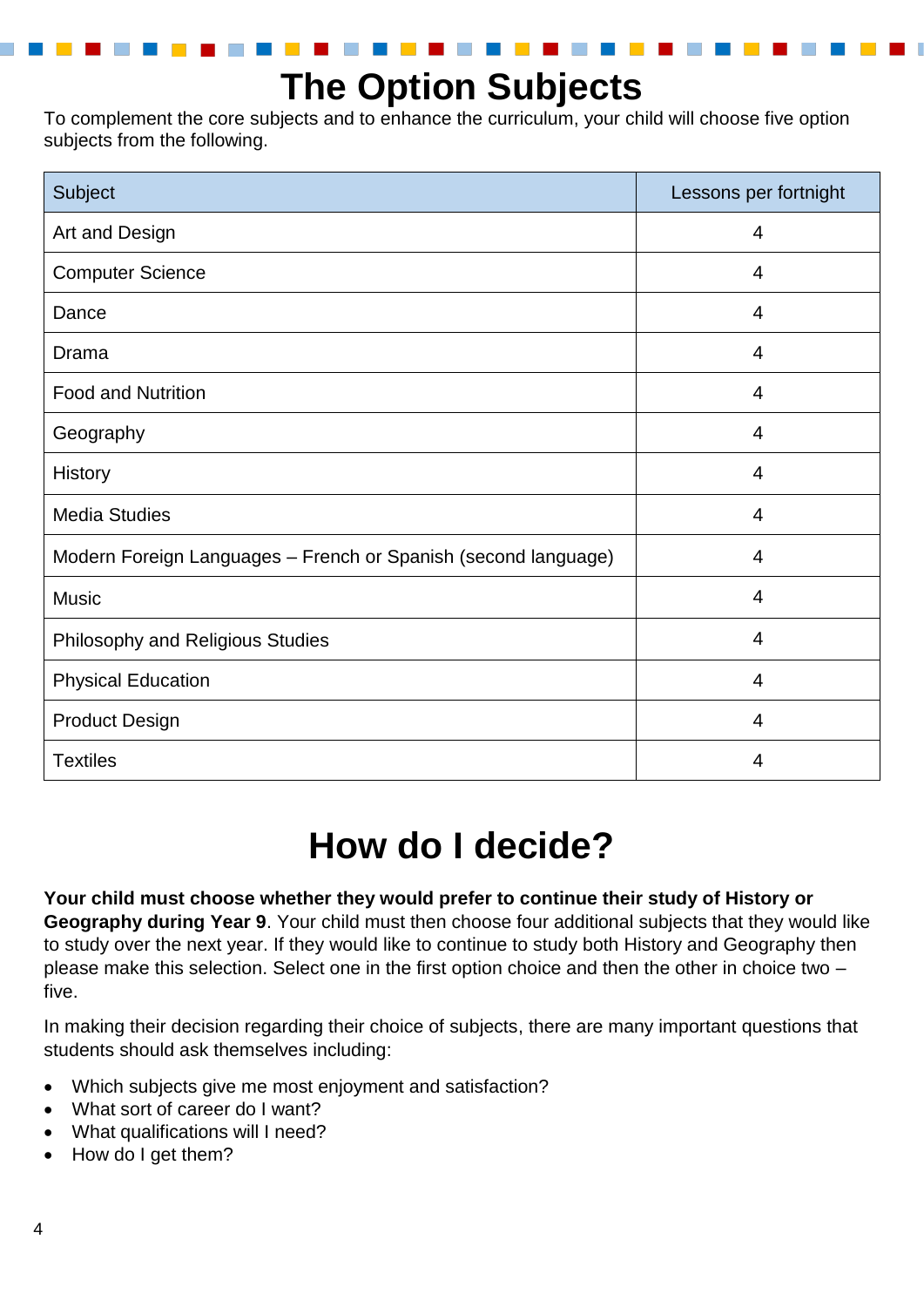# The Option Subjects

To complement the core subjects and to enhance the curriculum, your child will choose five option subjects from the following.

| Subject | Lessons per fortnight |
|---|---|
| Art and Design | 4 |
| Computer Science | 4 |
| Dance | 4 |
| Drama | 4 |
| Food and Nutrition | 4 |
| Geography | 4 |
| History | 4 |
| Media Studies | 4 |
| Modern Foreign Languages – French or Spanish (second language) | 4 |
| Music | 4 |
| Philosophy and Religious Studies | 4 |
| Physical Education | 4 |
| Product Design | 4 |
| Textiles | 4 |

# How do I decide?

**Your child must choose whether they would prefer to continue their study of History or Geography during Year 9**. Your child must then choose four additional subjects that they would like to study over the next year. If they would like to continue to study both History and Geography then please make this selection. Select one in the first option choice and then the other in choice two – five.

In making their decision regarding their choice of subjects, there are many important questions that students should ask themselves including:

- Which subjects give me most enjoyment and satisfaction?
- What sort of career do I want?
- What qualifications will I need?
- How do I get them?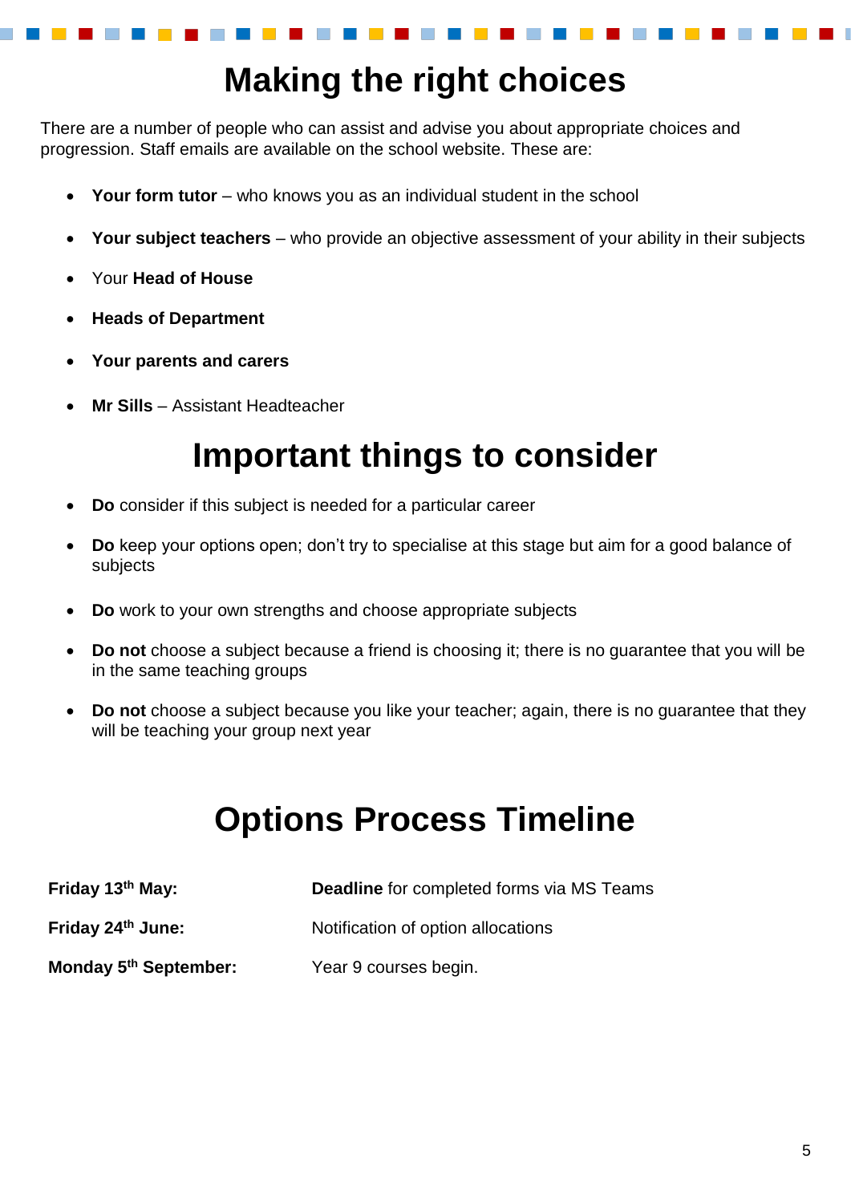# Making the right choices

There are a number of people who can assist and advise you about appropriate choices and progression. Staff emails are available on the school website. These are:

- **Your form tutor** – who knows you as an individual student in the school
- **Your subject teachers** – who provide an objective assessment of your ability in their subjects
- Your **Head of House**
- **Heads of Department**
- **Your parents and carers**
- **Mr Sills** – Assistant Headteacher

# Important things to consider

- **Do** consider if this subject is needed for a particular career
- **Do** keep your options open; don't try to specialise at this stage but aim for a good balance of subjects
- **Do** work to your own strengths and choose appropriate subjects
- **Do not** choose a subject because a friend is choosing it; there is no guarantee that you will be in the same teaching groups
- **Do not** choose a subject because you like your teacher; again, there is no guarantee that they will be teaching your group next year

# Options Process Timeline

| | |
|---|---|
| **Friday 13th May:** | **Deadline** for completed forms via MS Teams |
| **Friday 24th June:** | Notification of option allocations |
| **Monday 5th September:** | Year 9 courses begin. |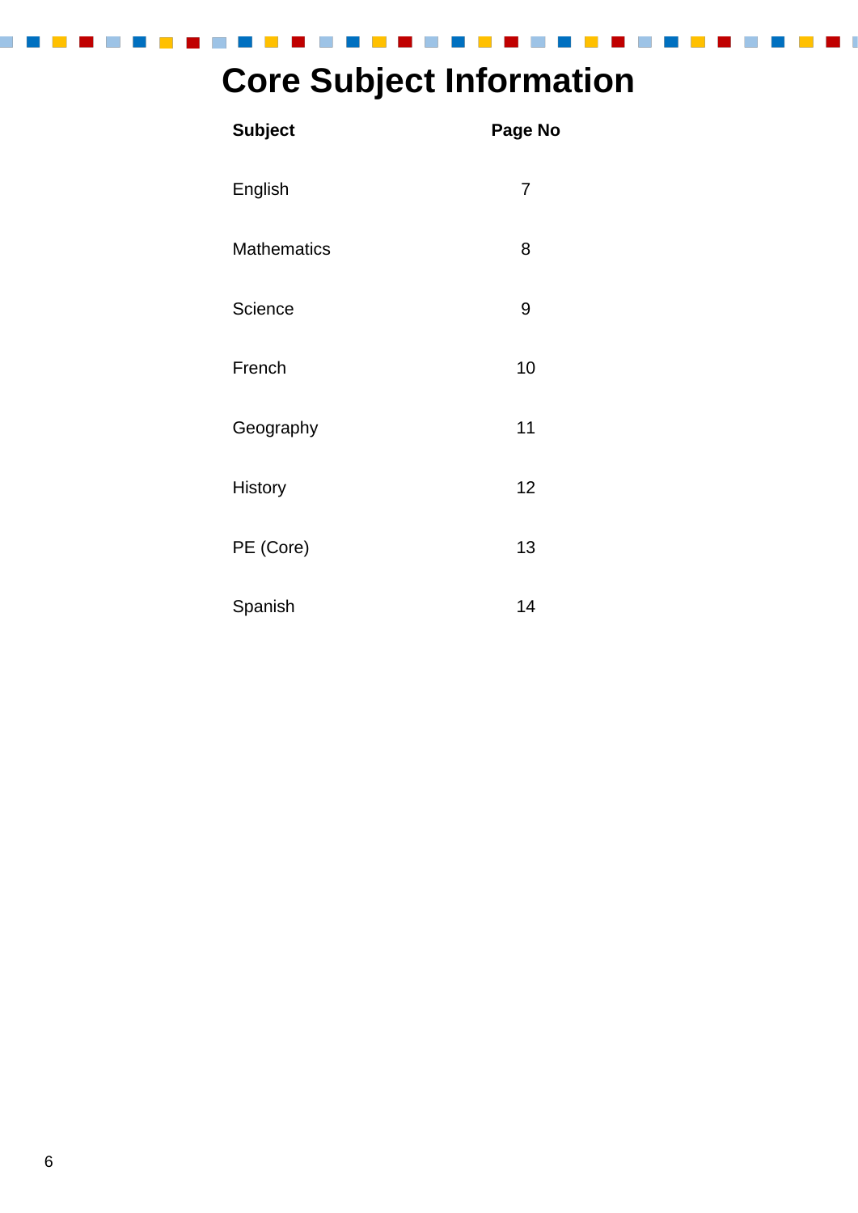# Core Subject Information

| Subject | Page No |
|---|---|
| English | 7 |
| Mathematics | 8 |
| Science | 9 |
| French | 10 |
| Geography | 11 |
| History | 12 |
| PE (Core) | 13 |
| Spanish | 14 |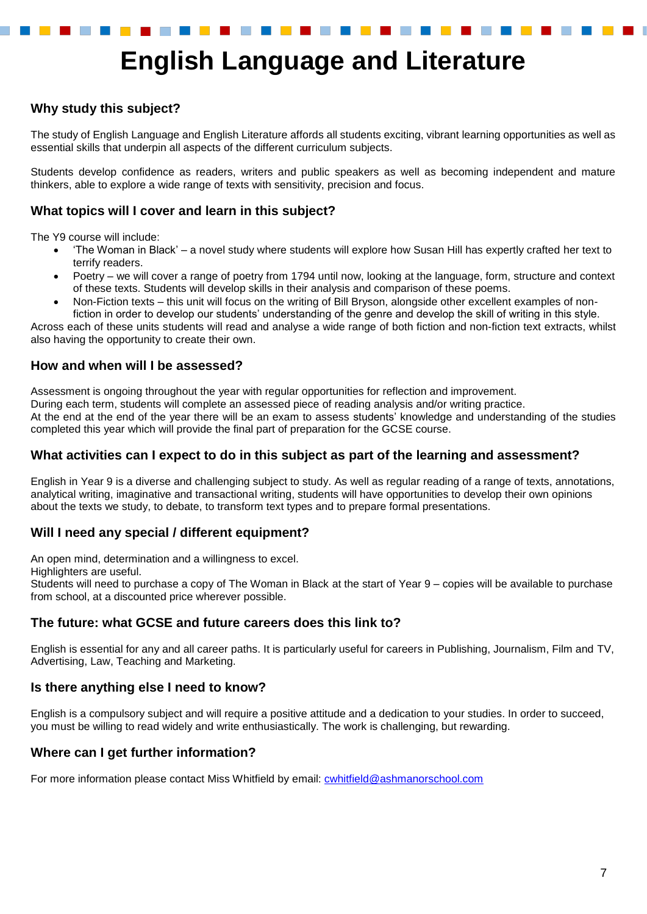# English Language and Literature

## Why study this subject?

The study of English Language and English Literature affords all students exciting, vibrant learning opportunities as well as essential skills that underpin all aspects of the different curriculum subjects.

Students develop confidence as readers, writers and public speakers as well as becoming independent and mature thinkers, able to explore a wide range of texts with sensitivity, precision and focus.

## What topics will I cover and learn in this subject?

The Y9 course will include:

- 'The Woman in Black' – a novel study where students will explore how Susan Hill has expertly crafted her text to terrify readers.
- Poetry – we will cover a range of poetry from 1794 until now, looking at the language, form, structure and context of these texts. Students will develop skills in their analysis and comparison of these poems.
- Non-Fiction texts – this unit will focus on the writing of Bill Bryson, alongside other excellent examples of non-fiction in order to develop our students' understanding of the genre and develop the skill of writing in this style.

Across each of these units students will read and analyse a wide range of both fiction and non-fiction text extracts, whilst also having the opportunity to create their own.

## How and when will I be assessed?

Assessment is ongoing throughout the year with regular opportunities for reflection and improvement.
During each term, students will complete an assessed piece of reading analysis and/or writing practice.
At the end at the end of the year there will be an exam to assess students' knowledge and understanding of the studies completed this year which will provide the final part of preparation for the GCSE course.

## What activities can I expect to do in this subject as part of the learning and assessment?

English in Year 9 is a diverse and challenging subject to study. As well as regular reading of a range of texts, annotations, analytical writing, imaginative and transactional writing, students will have opportunities to develop their own opinions about the texts we study, to debate, to transform text types and to prepare formal presentations.

## Will I need any special / different equipment?

An open mind, determination and a willingness to excel.
Highlighters are useful.
Students will need to purchase a copy of The Woman in Black at the start of Year 9 – copies will be available to purchase from school, at a discounted price wherever possible.

## The future: what GCSE and future careers does this link to?

English is essential for any and all career paths. It is particularly useful for careers in Publishing, Journalism, Film and TV, Advertising, Law, Teaching and Marketing.

## Is there anything else I need to know?

English is a compulsory subject and will require a positive attitude and a dedication to your studies. In order to succeed, you must be willing to read widely and write enthusiastically. The work is challenging, but rewarding.

## Where can I get further information?

For more information please contact Miss Whitfield by email: cwhitfield@ashmanorschool.com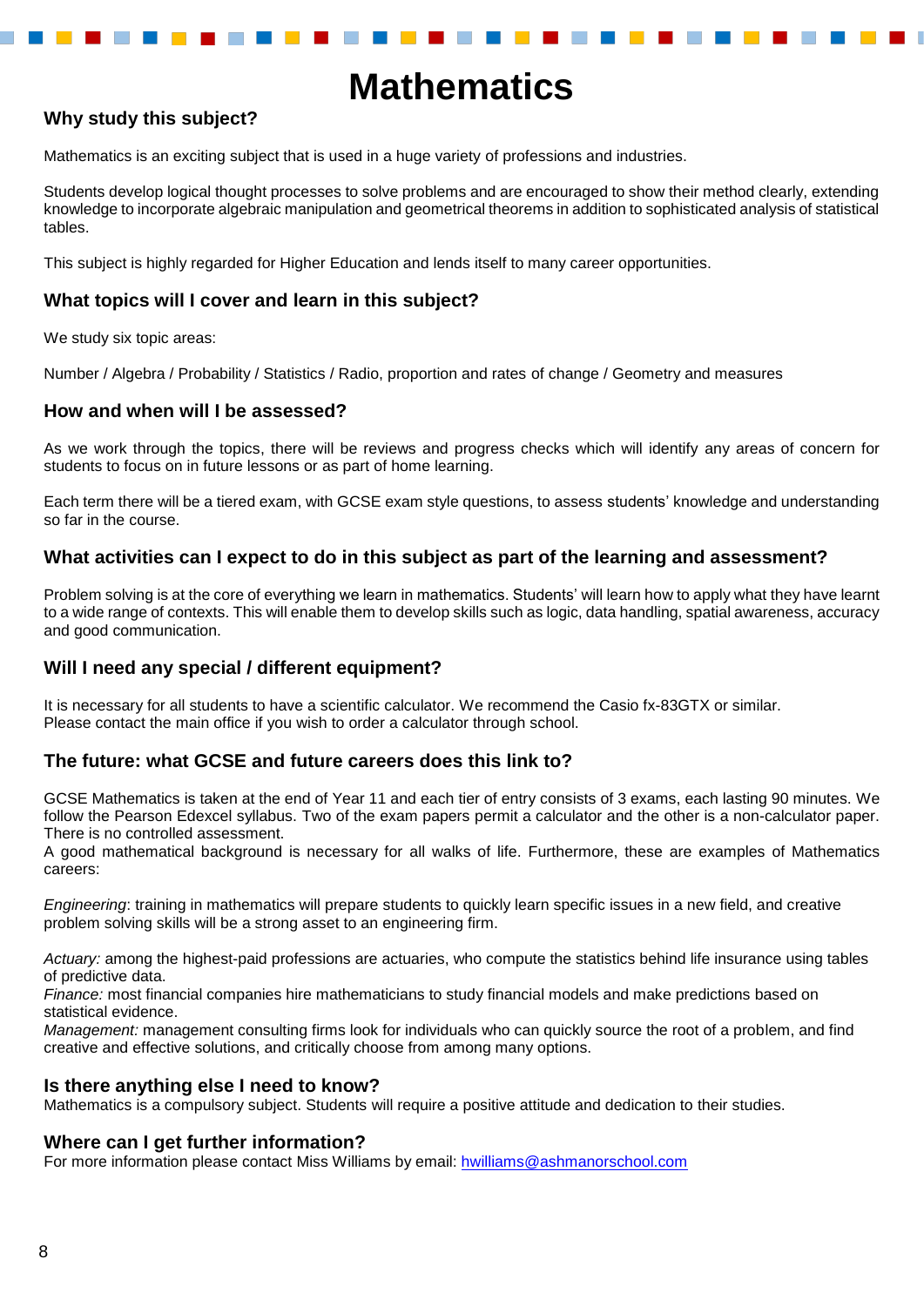# Mathematics

## Why study this subject?

Mathematics is an exciting subject that is used in a huge variety of professions and industries.

Students develop logical thought processes to solve problems and are encouraged to show their method clearly, extending knowledge to incorporate algebraic manipulation and geometrical theorems in addition to sophisticated analysis of statistical tables.

This subject is highly regarded for Higher Education and lends itself to many career opportunities.

## What topics will I cover and learn in this subject?

We study six topic areas:

Number / Algebra / Probability / Statistics / Radio, proportion and rates of change / Geometry and measures

## How and when will I be assessed?

As we work through the topics, there will be reviews and progress checks which will identify any areas of concern for students to focus on in future lessons or as part of home learning.

Each term there will be a tiered exam, with GCSE exam style questions, to assess students' knowledge and understanding so far in the course.

## What activities can I expect to do in this subject as part of the learning and assessment?

Problem solving is at the core of everything we learn in mathematics. Students' will learn how to apply what they have learnt to a wide range of contexts. This will enable them to develop skills such as logic, data handling, spatial awareness, accuracy and good communication.

## Will I need any special / different equipment?

It is necessary for all students to have a scientific calculator. We recommend the Casio fx-83GTX or similar.
Please contact the main office if you wish to order a calculator through school.

## The future: what GCSE and future careers does this link to?

GCSE Mathematics is taken at the end of Year 11 and each tier of entry consists of 3 exams, each lasting 90 minutes. We follow the Pearson Edexcel syllabus. Two of the exam papers permit a calculator and the other is a non-calculator paper. There is no controlled assessment.
A good mathematical background is necessary for all walks of life. Furthermore, these are examples of Mathematics careers:

*Engineering*: training in mathematics will prepare students to quickly learn specific issues in a new field, and creative problem solving skills will be a strong asset to an engineering firm.

*Actuary:* among the highest-paid professions are actuaries, who compute the statistics behind life insurance using tables of predictive data.
*Finance:* most financial companies hire mathematicians to study financial models and make predictions based on statistical evidence.
*Management:* management consulting firms look for individuals who can quickly source the root of a problem, and find creative and effective solutions, and critically choose from among many options.

## Is there anything else I need to know?

Mathematics is a compulsory subject. Students will require a positive attitude and dedication to their studies.

## Where can I get further information?

For more information please contact Miss Williams by email: hwilliams@ashmanorschool.com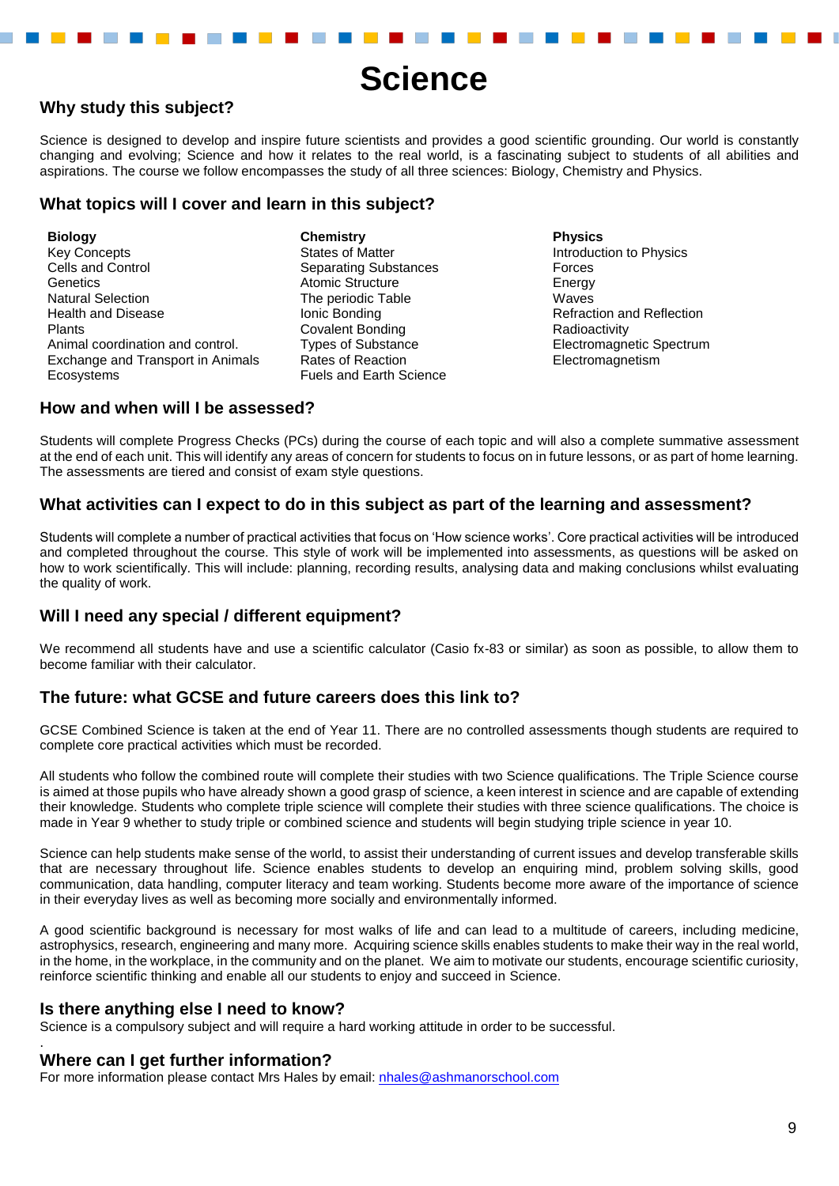# Science

## Why study this subject?

Science is designed to develop and inspire future scientists and provides a good scientific grounding. Our world is constantly changing and evolving; Science and how it relates to the real world, is a fascinating subject to students of all abilities and aspirations. The course we follow encompasses the study of all three sciences: Biology, Chemistry and Physics.

## What topics will I cover and learn in this subject?

**Biology**
Key Concepts
Cells and Control
Genetics
Natural Selection
Health and Disease
Plants
Animal coordination and control.
Exchange and Transport in Animals
Ecosystems

**Chemistry**
States of Matter
Separating Substances
Atomic Structure
The periodic Table
Ionic Bonding
Covalent Bonding
Types of Substance
Rates of Reaction
Fuels and Earth Science

**Physics**
Introduction to Physics
Forces
Energy
Waves
Refraction and Reflection
Radioactivity
Electromagnetic Spectrum
Electromagnetism

## How and when will I be assessed?

Students will complete Progress Checks (PCs) during the course of each topic and will also a complete summative assessment at the end of each unit. This will identify any areas of concern for students to focus on in future lessons, or as part of home learning. The assessments are tiered and consist of exam style questions.

## What activities can I expect to do in this subject as part of the learning and assessment?

Students will complete a number of practical activities that focus on 'How science works'. Core practical activities will be introduced and completed throughout the course. This style of work will be implemented into assessments, as questions will be asked on how to work scientifically. This will include: planning, recording results, analysing data and making conclusions whilst evaluating the quality of work.

## Will I need any special / different equipment?

We recommend all students have and use a scientific calculator (Casio fx-83 or similar) as soon as possible, to allow them to become familiar with their calculator.

## The future: what GCSE and future careers does this link to?

GCSE Combined Science is taken at the end of Year 11. There are no controlled assessments though students are required to complete core practical activities which must be recorded.

All students who follow the combined route will complete their studies with two Science qualifications. The Triple Science course is aimed at those pupils who have already shown a good grasp of science, a keen interest in science and are capable of extending their knowledge. Students who complete triple science will complete their studies with three science qualifications. The choice is made in Year 9 whether to study triple or combined science and students will begin studying triple science in year 10.

Science can help students make sense of the world, to assist their understanding of current issues and develop transferable skills that are necessary throughout life. Science enables students to develop an enquiring mind, problem solving skills, good communication, data handling, computer literacy and team working. Students become more aware of the importance of science in their everyday lives as well as becoming more socially and environmentally informed.

A good scientific background is necessary for most walks of life and can lead to a multitude of careers, including medicine, astrophysics, research, engineering and many more. Acquiring science skills enables students to make their way in the real world, in the home, in the workplace, in the community and on the planet. We aim to motivate our students, encourage scientific curiosity, reinforce scientific thinking and enable all our students to enjoy and succeed in Science.

## Is there anything else I need to know?

Science is a compulsory subject and will require a hard working attitude in order to be successful.

## Where can I get further information?

For more information please contact Mrs Hales by email: nhales@ashmanorschool.com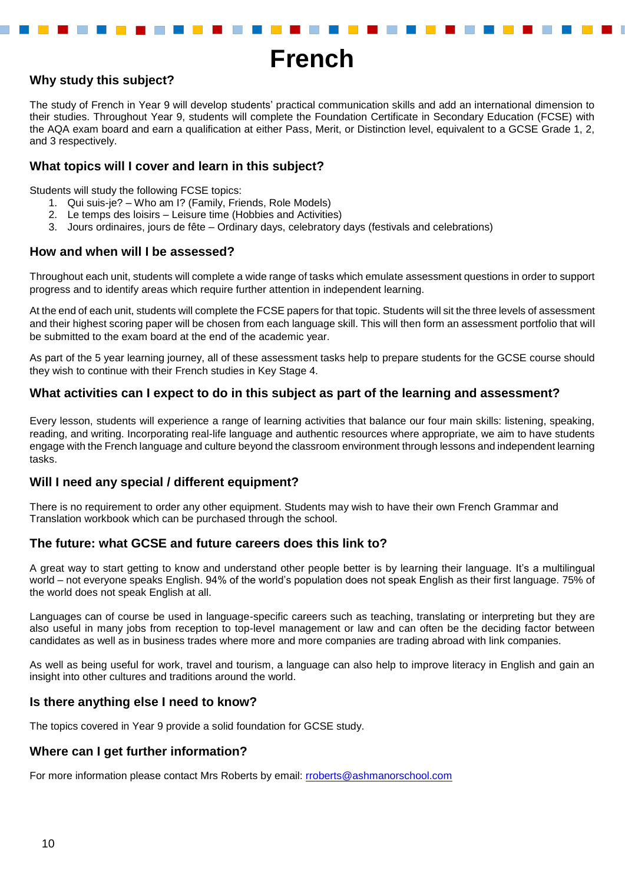# French

## Why study this subject?

The study of French in Year 9 will develop students' practical communication skills and add an international dimension to their studies. Throughout Year 9, students will complete the Foundation Certificate in Secondary Education (FCSE) with the AQA exam board and earn a qualification at either Pass, Merit, or Distinction level, equivalent to a GCSE Grade 1, 2, and 3 respectively.

## What topics will I cover and learn in this subject?

Students will study the following FCSE topics:

1. Qui suis-je? – Who am I? (Family, Friends, Role Models)
2. Le temps des loisirs – Leisure time (Hobbies and Activities)
3. Jours ordinaires, jours de fête – Ordinary days, celebratory days (festivals and celebrations)

## How and when will I be assessed?

Throughout each unit, students will complete a wide range of tasks which emulate assessment questions in order to support progress and to identify areas which require further attention in independent learning.

At the end of each unit, students will complete the FCSE papers for that topic. Students will sit the three levels of assessment and their highest scoring paper will be chosen from each language skill. This will then form an assessment portfolio that will be submitted to the exam board at the end of the academic year.

As part of the 5 year learning journey, all of these assessment tasks help to prepare students for the GCSE course should they wish to continue with their French studies in Key Stage 4.

## What activities can I expect to do in this subject as part of the learning and assessment?

Every lesson, students will experience a range of learning activities that balance our four main skills: listening, speaking, reading, and writing. Incorporating real-life language and authentic resources where appropriate, we aim to have students engage with the French language and culture beyond the classroom environment through lessons and independent learning tasks.

## Will I need any special / different equipment?

There is no requirement to order any other equipment. Students may wish to have their own French Grammar and Translation workbook which can be purchased through the school.

## The future: what GCSE and future careers does this link to?

A great way to start getting to know and understand other people better is by learning their language. It's a multilingual world – not everyone speaks English. 94% of the world's population does not speak English as their first language. 75% of the world does not speak English at all.

Languages can of course be used in language-specific careers such as teaching, translating or interpreting but they are also useful in many jobs from reception to top-level management or law and can often be the deciding factor between candidates as well as in business trades where more and more companies are trading abroad with link companies.

As well as being useful for work, travel and tourism, a language can also help to improve literacy in English and gain an insight into other cultures and traditions around the world.

## Is there anything else I need to know?

The topics covered in Year 9 provide a solid foundation for GCSE study.

## Where can I get further information?

For more information please contact Mrs Roberts by email: rroberts@ashmanorschool.com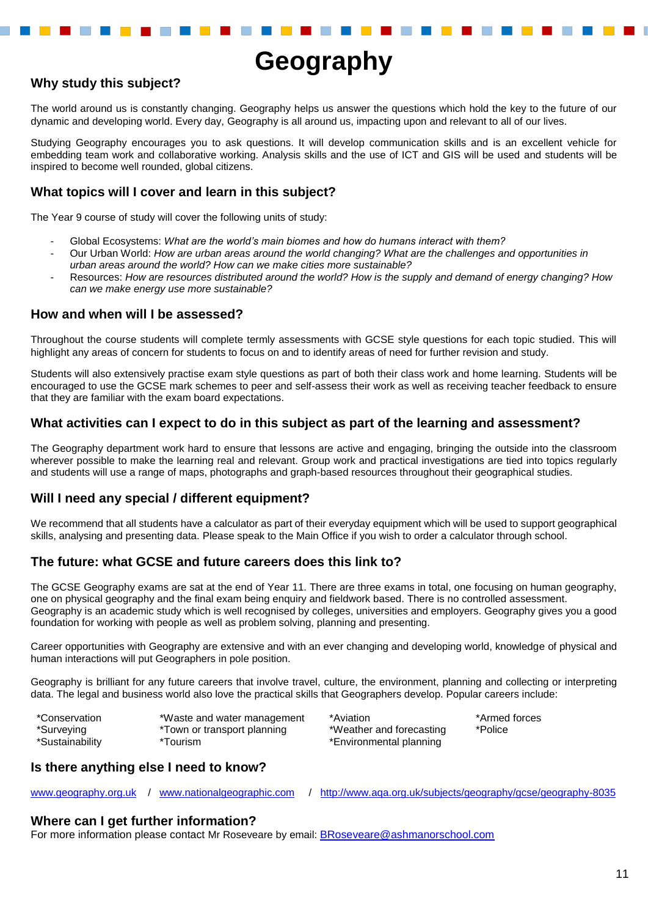# Geography

## Why study this subject?

The world around us is constantly changing. Geography helps us answer the questions which hold the key to the future of our dynamic and developing world. Every day, Geography is all around us, impacting upon and relevant to all of our lives.

Studying Geography encourages you to ask questions. It will develop communication skills and is an excellent vehicle for embedding team work and collaborative working. Analysis skills and the use of ICT and GIS will be used and students will be inspired to become well rounded, global citizens.

## What topics will I cover and learn in this subject?

The Year 9 course of study will cover the following units of study:

- Global Ecosystems: *What are the world's main biomes and how do humans interact with them?*
- Our Urban World: *How are urban areas around the world changing? What are the challenges and opportunities in urban areas around the world? How can we make cities more sustainable?*
- Resources: *How are resources distributed around the world? How is the supply and demand of energy changing? How can we make energy use more sustainable?*

## How and when will I be assessed?

Throughout the course students will complete termly assessments with GCSE style questions for each topic studied. This will highlight any areas of concern for students to focus on and to identify areas of need for further revision and study.

Students will also extensively practise exam style questions as part of both their class work and home learning. Students will be encouraged to use the GCSE mark schemes to peer and self-assess their work as well as receiving teacher feedback to ensure that they are familiar with the exam board expectations.

## What activities can I expect to do in this subject as part of the learning and assessment?

The Geography department work hard to ensure that lessons are active and engaging, bringing the outside into the classroom wherever possible to make the learning real and relevant. Group work and practical investigations are tied into topics regularly and students will use a range of maps, photographs and graph-based resources throughout their geographical studies.

## Will I need any special / different equipment?

We recommend that all students have a calculator as part of their everyday equipment which will be used to support geographical skills, analysing and presenting data. Please speak to the Main Office if you wish to order a calculator through school.

## The future: what GCSE and future careers does this link to?

The GCSE Geography exams are sat at the end of Year 11. There are three exams in total, one focusing on human geography, one on physical geography and the final exam being enquiry and fieldwork based. There is no controlled assessment.
Geography is an academic study which is well recognised by colleges, universities and employers. Geography gives you a good foundation for working with people as well as problem solving, planning and presenting.

Career opportunities with Geography are extensive and with an ever changing and developing world, knowledge of physical and human interactions will put Geographers in pole position.

Geography is brilliant for any future careers that involve travel, culture, the environment, planning and collecting or interpreting data. The legal and business world also love the practical skills that Geographers develop. Popular careers include:

*Conservation
*Surveying
*Sustainability
*Waste and water management
*Town or transport planning
*Tourism
*Aviation
*Weather and forecasting
*Environmental planning
*Armed forces
*Police

## Is there anything else I need to know?

www.geography.org.uk / www.nationalgeographic.com / http://www.aqa.org.uk/subjects/geography/gcse/geography-8035

## Where can I get further information?

For more information please contact Mr Roseveare by email: BRoseveare@ashmanorschool.com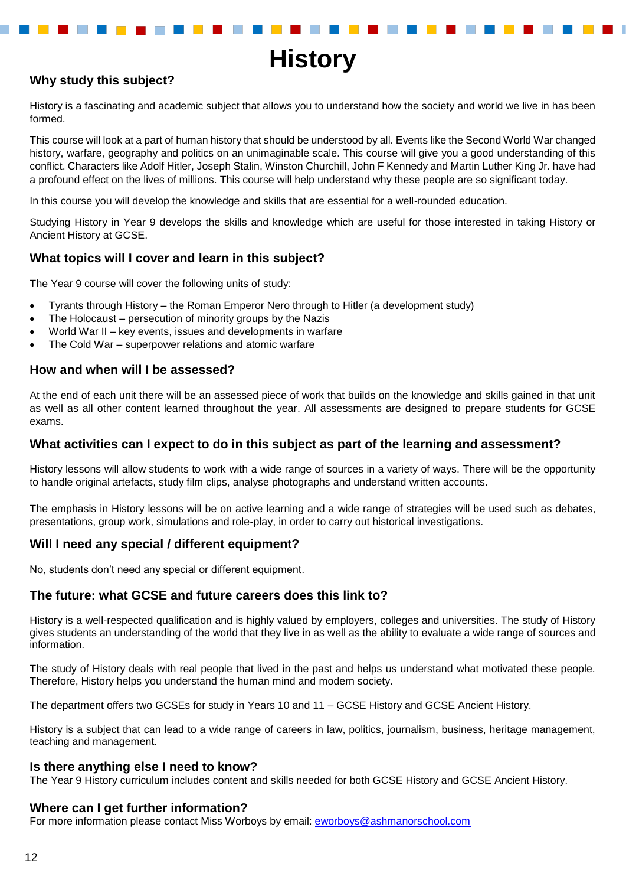# History

## Why study this subject?

History is a fascinating and academic subject that allows you to understand how the society and world we live in has been formed.

This course will look at a part of human history that should be understood by all. Events like the Second World War changed history, warfare, geography and politics on an unimaginable scale. This course will give you a good understanding of this conflict. Characters like Adolf Hitler, Joseph Stalin, Winston Churchill, John F Kennedy and Martin Luther King Jr. have had a profound effect on the lives of millions. This course will help understand why these people are so significant today.

In this course you will develop the knowledge and skills that are essential for a well-rounded education.

Studying History in Year 9 develops the skills and knowledge which are useful for those interested in taking History or Ancient History at GCSE.

## What topics will I cover and learn in this subject?

The Year 9 course will cover the following units of study:

- Tyrants through History – the Roman Emperor Nero through to Hitler (a development study)
- The Holocaust – persecution of minority groups by the Nazis
- World War II – key events, issues and developments in warfare
- The Cold War – superpower relations and atomic warfare

## How and when will I be assessed?

At the end of each unit there will be an assessed piece of work that builds on the knowledge and skills gained in that unit as well as all other content learned throughout the year. All assessments are designed to prepare students for GCSE exams.

## What activities can I expect to do in this subject as part of the learning and assessment?

History lessons will allow students to work with a wide range of sources in a variety of ways. There will be the opportunity to handle original artefacts, study film clips, analyse photographs and understand written accounts.

The emphasis in History lessons will be on active learning and a wide range of strategies will be used such as debates, presentations, group work, simulations and role-play, in order to carry out historical investigations.

## Will I need any special / different equipment?

No, students don't need any special or different equipment.

## The future: what GCSE and future careers does this link to?

History is a well-respected qualification and is highly valued by employers, colleges and universities. The study of History gives students an understanding of the world that they live in as well as the ability to evaluate a wide range of sources and information.

The study of History deals with real people that lived in the past and helps us understand what motivated these people. Therefore, History helps you understand the human mind and modern society.

The department offers two GCSEs for study in Years 10 and 11 – GCSE History and GCSE Ancient History.

History is a subject that can lead to a wide range of careers in law, politics, journalism, business, heritage management, teaching and management.

## Is there anything else I need to know?

The Year 9 History curriculum includes content and skills needed for both GCSE History and GCSE Ancient History.

## Where can I get further information?

For more information please contact Miss Worboys by email: eworboys@ashmanorschool.com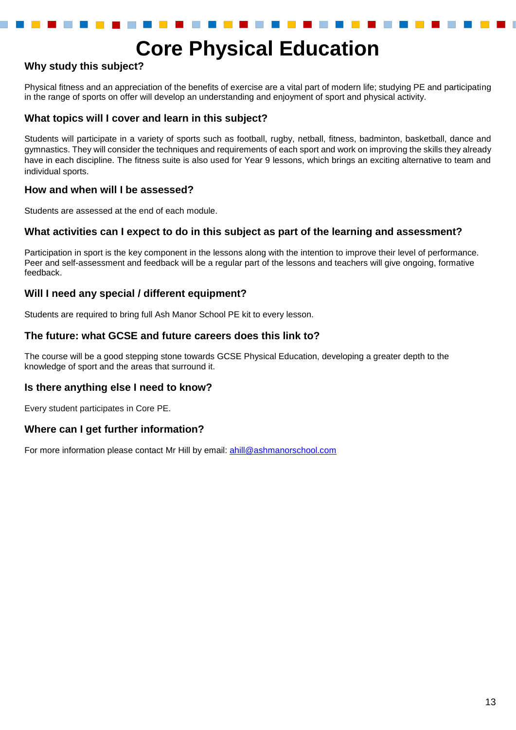# Core Physical Education

## Why study this subject?

Physical fitness and an appreciation of the benefits of exercise are a vital part of modern life; studying PE and participating in the range of sports on offer will develop an understanding and enjoyment of sport and physical activity.

## What topics will I cover and learn in this subject?

Students will participate in a variety of sports such as football, rugby, netball, fitness, badminton, basketball, dance and gymnastics. They will consider the techniques and requirements of each sport and work on improving the skills they already have in each discipline. The fitness suite is also used for Year 9 lessons, which brings an exciting alternative to team and individual sports.

## How and when will I be assessed?

Students are assessed at the end of each module.

## What activities can I expect to do in this subject as part of the learning and assessment?

Participation in sport is the key component in the lessons along with the intention to improve their level of performance. Peer and self-assessment and feedback will be a regular part of the lessons and teachers will give ongoing, formative feedback.

## Will I need any special / different equipment?

Students are required to bring full Ash Manor School PE kit to every lesson.

## The future: what GCSE and future careers does this link to?

The course will be a good stepping stone towards GCSE Physical Education, developing a greater depth to the knowledge of sport and the areas that surround it.

## Is there anything else I need to know?

Every student participates in Core PE.

## Where can I get further information?

For more information please contact Mr Hill by email: ahill@ashmanorschool.com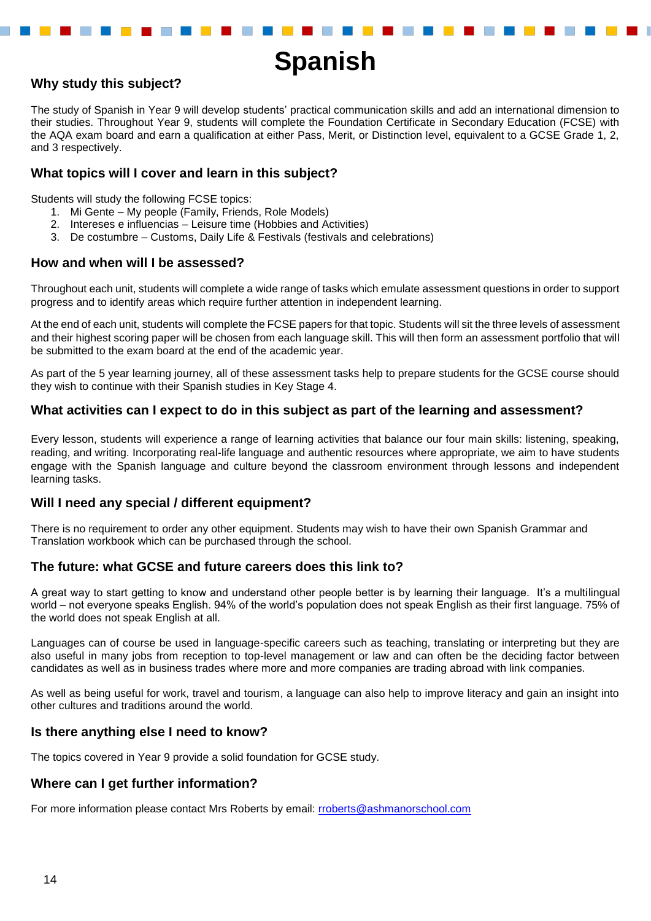# Spanish

## Why study this subject?

The study of Spanish in Year 9 will develop students' practical communication skills and add an international dimension to their studies. Throughout Year 9, students will complete the Foundation Certificate in Secondary Education (FCSE) with the AQA exam board and earn a qualification at either Pass, Merit, or Distinction level, equivalent to a GCSE Grade 1, 2, and 3 respectively.

## What topics will I cover and learn in this subject?

Students will study the following FCSE topics:

1. Mi Gente – My people (Family, Friends, Role Models)
2. Intereses e influencias – Leisure time (Hobbies and Activities)
3. De costumbre – Customs, Daily Life & Festivals (festivals and celebrations)

## How and when will I be assessed?

Throughout each unit, students will complete a wide range of tasks which emulate assessment questions in order to support progress and to identify areas which require further attention in independent learning.

At the end of each unit, students will complete the FCSE papers for that topic. Students will sit the three levels of assessment and their highest scoring paper will be chosen from each language skill. This will then form an assessment portfolio that will be submitted to the exam board at the end of the academic year.

As part of the 5 year learning journey, all of these assessment tasks help to prepare students for the GCSE course should they wish to continue with their Spanish studies in Key Stage 4.

## What activities can I expect to do in this subject as part of the learning and assessment?

Every lesson, students will experience a range of learning activities that balance our four main skills: listening, speaking, reading, and writing. Incorporating real-life language and authentic resources where appropriate, we aim to have students engage with the Spanish language and culture beyond the classroom environment through lessons and independent learning tasks.

## Will I need any special / different equipment?

There is no requirement to order any other equipment. Students may wish to have their own Spanish Grammar and Translation workbook which can be purchased through the school.

## The future: what GCSE and future careers does this link to?

A great way to start getting to know and understand other people better is by learning their language. It's a multilingual world – not everyone speaks English. 94% of the world's population does not speak English as their first language. 75% of the world does not speak English at all.

Languages can of course be used in language-specific careers such as teaching, translating or interpreting but they are also useful in many jobs from reception to top-level management or law and can often be the deciding factor between candidates as well as in business trades where more and more companies are trading abroad with link companies.

As well as being useful for work, travel and tourism, a language can also help to improve literacy and gain an insight into other cultures and traditions around the world.

## Is there anything else I need to know?

The topics covered in Year 9 provide a solid foundation for GCSE study.

## Where can I get further information?

For more information please contact Mrs Roberts by email: rroberts@ashmanorschool.com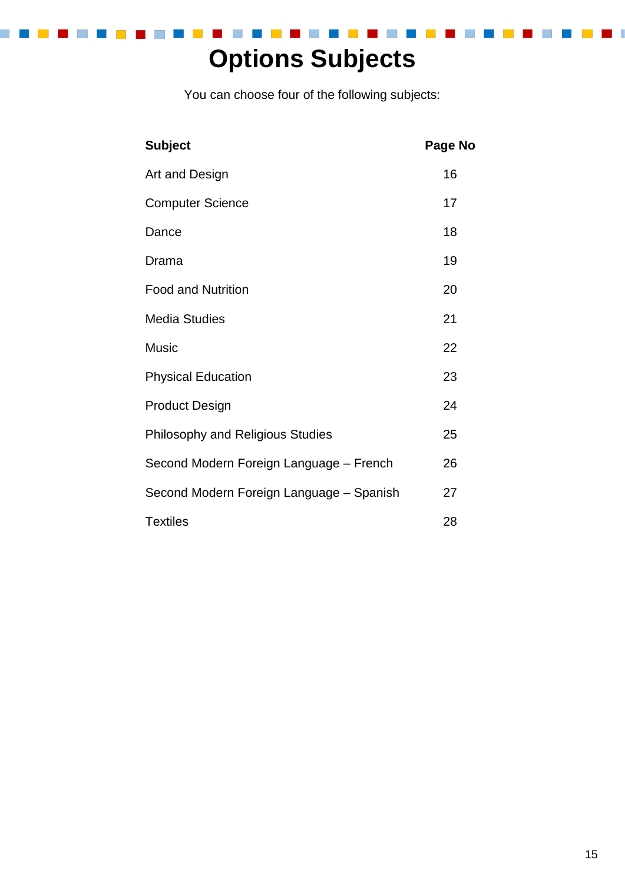# Options Subjects

You can choose four of the following subjects:

| Subject | Page No |
|---|---|
| Art and Design | 16 |
| Computer Science | 17 |
| Dance | 18 |
| Drama | 19 |
| Food and Nutrition | 20 |
| Media Studies | 21 |
| Music | 22 |
| Physical Education | 23 |
| Product Design | 24 |
| Philosophy and Religious Studies | 25 |
| Second Modern Foreign Language – French | 26 |
| Second Modern Foreign Language – Spanish | 27 |
| Textiles | 28 |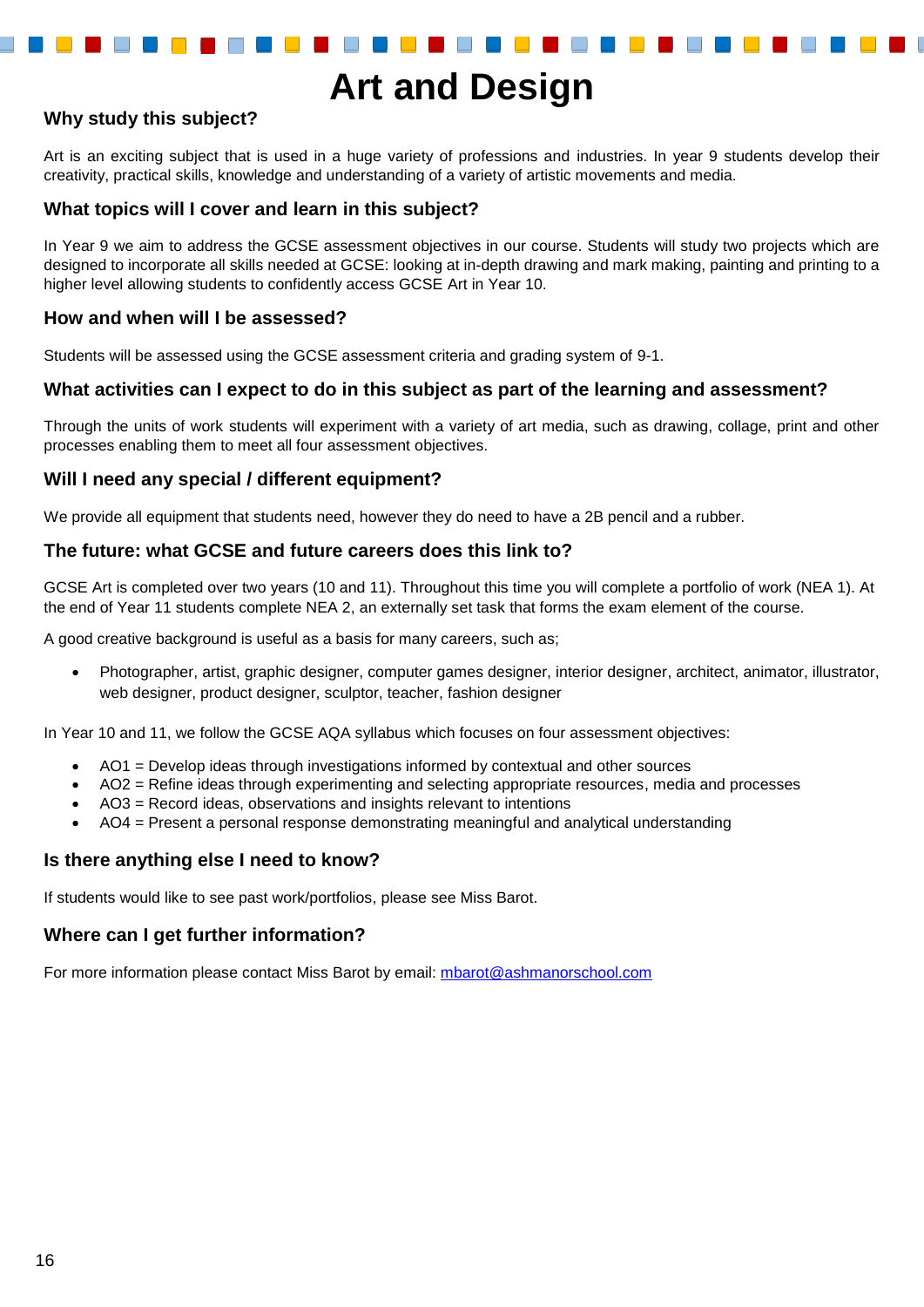# Art and Design

## Why study this subject?

Art is an exciting subject that is used in a huge variety of professions and industries. In year 9 students develop their creativity, practical skills, knowledge and understanding of a variety of artistic movements and media.

## What topics will I cover and learn in this subject?

In Year 9 we aim to address the GCSE assessment objectives in our course. Students will study two projects which are designed to incorporate all skills needed at GCSE: looking at in-depth drawing and mark making, painting and printing to a higher level allowing students to confidently access GCSE Art in Year 10.

## How and when will I be assessed?

Students will be assessed using the GCSE assessment criteria and grading system of 9-1.

## What activities can I expect to do in this subject as part of the learning and assessment?

Through the units of work students will experiment with a variety of art media, such as drawing, collage, print and other processes enabling them to meet all four assessment objectives.

## Will I need any special / different equipment?

We provide all equipment that students need, however they do need to have a 2B pencil and a rubber.

## The future: what GCSE and future careers does this link to?

GCSE Art is completed over two years (10 and 11). Throughout this time you will complete a portfolio of work (NEA 1). At the end of Year 11 students complete NEA 2, an externally set task that forms the exam element of the course.

A good creative background is useful as a basis for many careers, such as;

- Photographer, artist, graphic designer, computer games designer, interior designer, architect, animator, illustrator, web designer, product designer, sculptor, teacher, fashion designer

In Year 10 and 11, we follow the GCSE AQA syllabus which focuses on four assessment objectives:

- AO1 = Develop ideas through investigations informed by contextual and other sources
- AO2 = Refine ideas through experimenting and selecting appropriate resources, media and processes
- AO3 = Record ideas, observations and insights relevant to intentions
- AO4 = Present a personal response demonstrating meaningful and analytical understanding

## Is there anything else I need to know?

If students would like to see past work/portfolios, please see Miss Barot.

## Where can I get further information?

For more information please contact Miss Barot by email: mbarot@ashmanorschool.com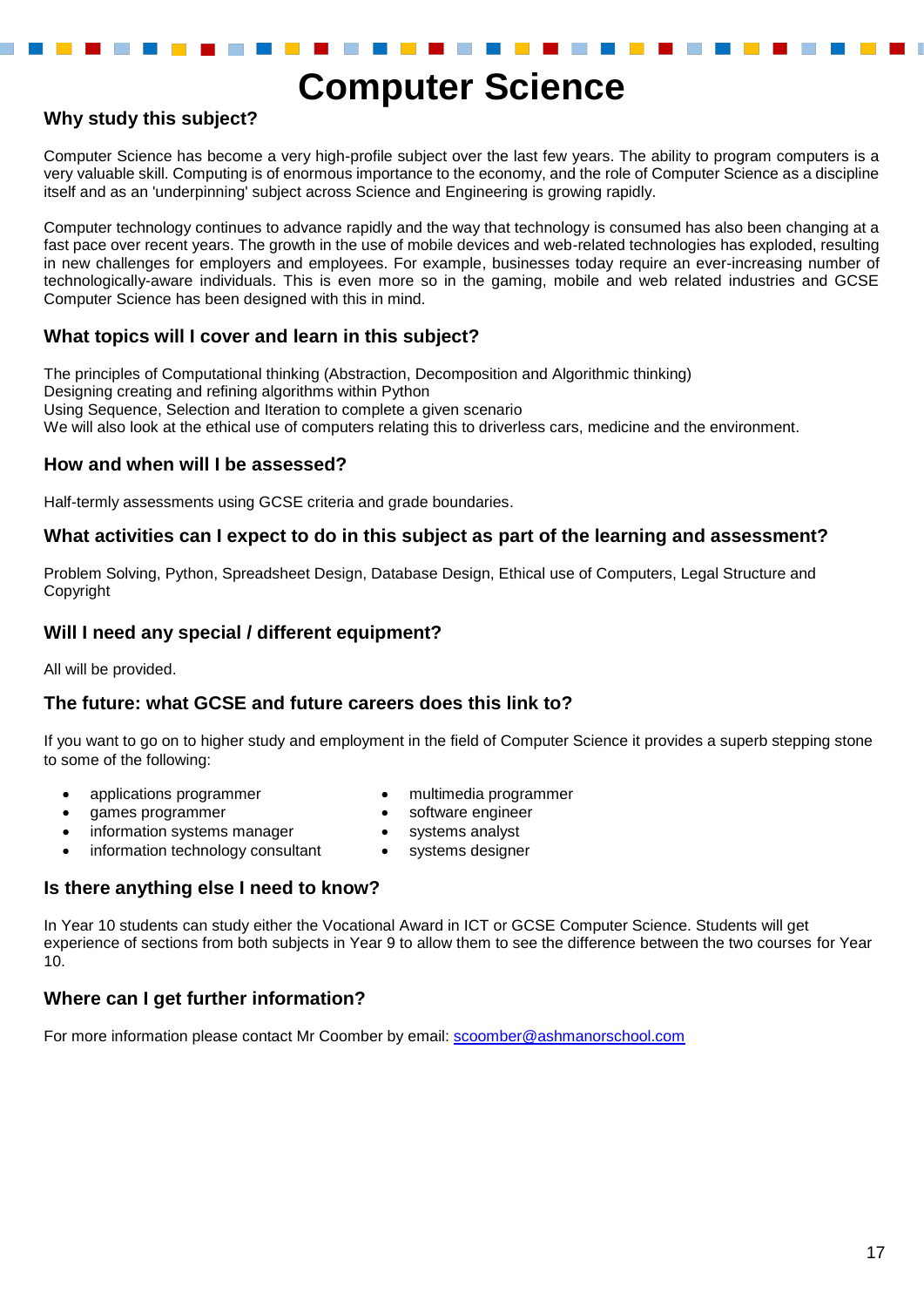# Computer Science

## Why study this subject?

Computer Science has become a very high-profile subject over the last few years. The ability to program computers is a very valuable skill. Computing is of enormous importance to the economy, and the role of Computer Science as a discipline itself and as an 'underpinning' subject across Science and Engineering is growing rapidly.

Computer technology continues to advance rapidly and the way that technology is consumed has also been changing at a fast pace over recent years. The growth in the use of mobile devices and web-related technologies has exploded, resulting in new challenges for employers and employees. For example, businesses today require an ever-increasing number of technologically-aware individuals. This is even more so in the gaming, mobile and web related industries and GCSE Computer Science has been designed with this in mind.

## What topics will I cover and learn in this subject?

The principles of Computational thinking (Abstraction, Decomposition and Algorithmic thinking)
Designing creating and refining algorithms within Python
Using Sequence, Selection and Iteration to complete a given scenario
We will also look at the ethical use of computers relating this to driverless cars, medicine and the environment.

## How and when will I be assessed?

Half-termly assessments using GCSE criteria and grade boundaries.

## What activities can I expect to do in this subject as part of the learning and assessment?

Problem Solving, Python, Spreadsheet Design, Database Design, Ethical use of Computers, Legal Structure and Copyright

## Will I need any special / different equipment?

All will be provided.

## The future: what GCSE and future careers does this link to?

If you want to go on to higher study and employment in the field of Computer Science it provides a superb stepping stone to some of the following:

- applications programmer
- games programmer
- information systems manager
- information technology consultant
- multimedia programmer
- software engineer
- systems analyst
- systems designer

## Is there anything else I need to know?

In Year 10 students can study either the Vocational Award in ICT or GCSE Computer Science. Students will get experience of sections from both subjects in Year 9 to allow them to see the difference between the two courses for Year 10.

## Where can I get further information?

For more information please contact Mr Coomber by email: [scoomber@ashmanorschool.com](mailto:scoomber@ashmanorschool.com)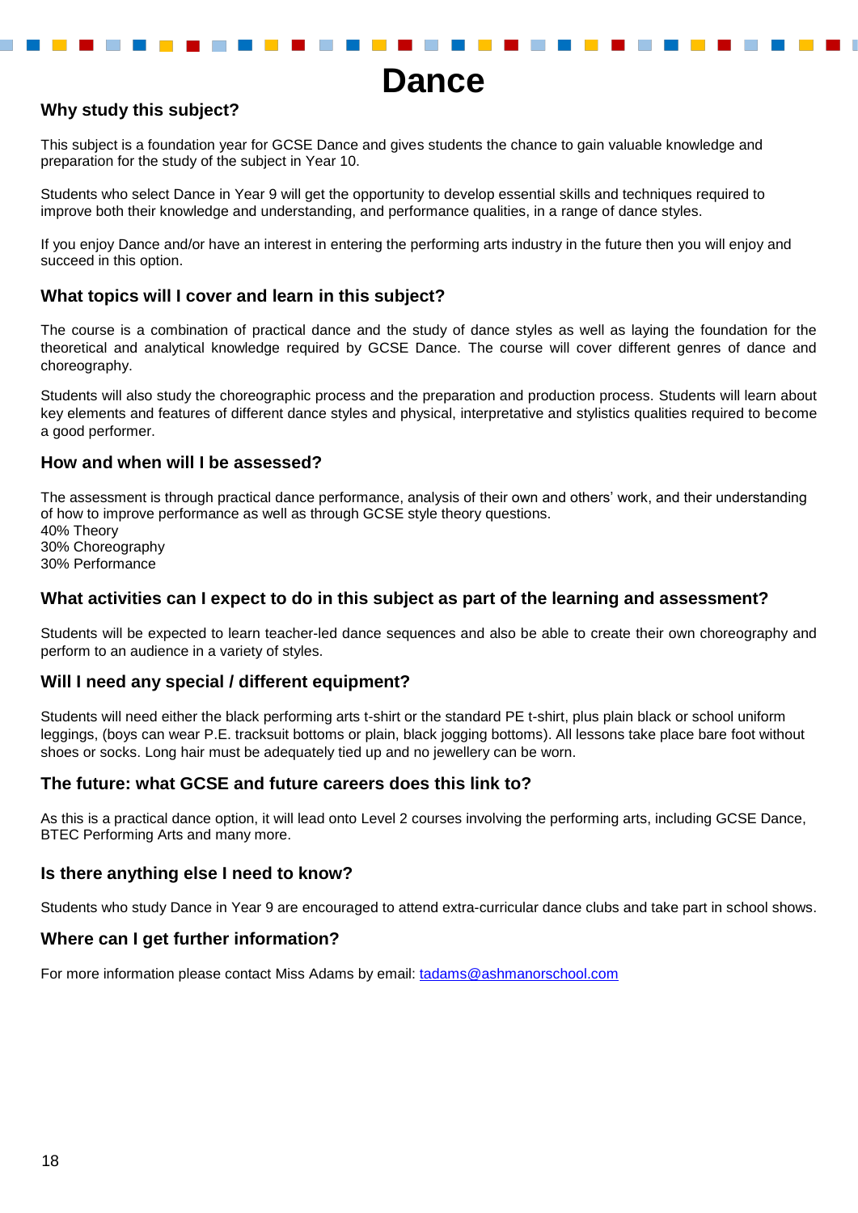# Dance

## Why study this subject?

This subject is a foundation year for GCSE Dance and gives students the chance to gain valuable knowledge and preparation for the study of the subject in Year 10.

Students who select Dance in Year 9 will get the opportunity to develop essential skills and techniques required to improve both their knowledge and understanding, and performance qualities, in a range of dance styles.

If you enjoy Dance and/or have an interest in entering the performing arts industry in the future then you will enjoy and succeed in this option.

## What topics will I cover and learn in this subject?

The course is a combination of practical dance and the study of dance styles as well as laying the foundation for the theoretical and analytical knowledge required by GCSE Dance. The course will cover different genres of dance and choreography.

Students will also study the choreographic process and the preparation and production process. Students will learn about key elements and features of different dance styles and physical, interpretative and stylistics qualities required to become a good performer.

## How and when will I be assessed?

The assessment is through practical dance performance, analysis of their own and others' work, and their understanding of how to improve performance as well as through GCSE style theory questions.
40% Theory
30% Choreography
30% Performance

## What activities can I expect to do in this subject as part of the learning and assessment?

Students will be expected to learn teacher-led dance sequences and also be able to create their own choreography and perform to an audience in a variety of styles.

## Will I need any special / different equipment?

Students will need either the black performing arts t-shirt or the standard PE t-shirt, plus plain black or school uniform leggings, (boys can wear P.E. tracksuit bottoms or plain, black jogging bottoms). All lessons take place bare foot without shoes or socks. Long hair must be adequately tied up and no jewellery can be worn.

## The future: what GCSE and future careers does this link to?

As this is a practical dance option, it will lead onto Level 2 courses involving the performing arts, including GCSE Dance, BTEC Performing Arts and many more.

## Is there anything else I need to know?

Students who study Dance in Year 9 are encouraged to attend extra-curricular dance clubs and take part in school shows.

## Where can I get further information?

For more information please contact Miss Adams by email: tadams@ashmanorschool.com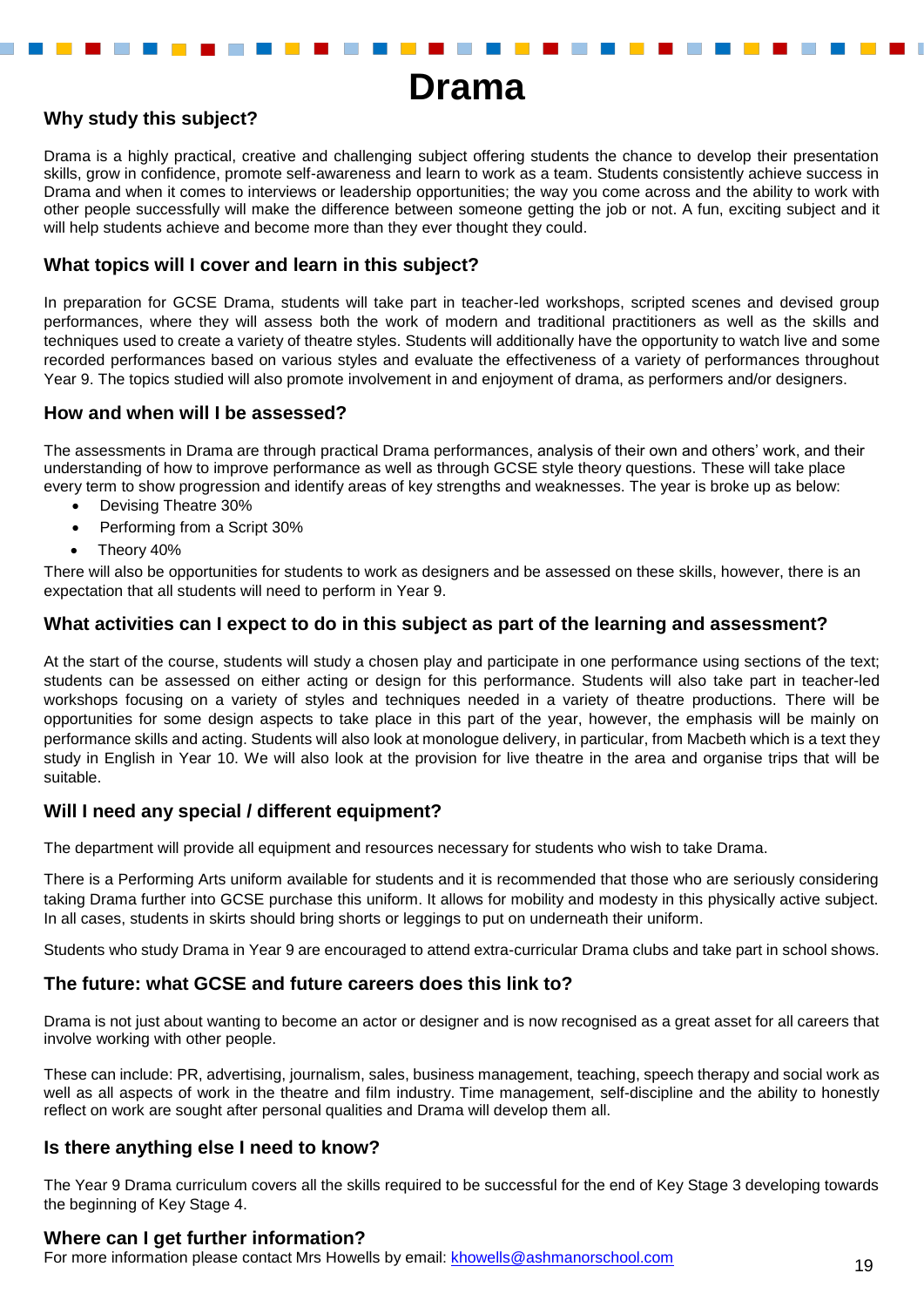# Drama

## Why study this subject?

Drama is a highly practical, creative and challenging subject offering students the chance to develop their presentation skills, grow in confidence, promote self-awareness and learn to work as a team. Students consistently achieve success in Drama and when it comes to interviews or leadership opportunities; the way you come across and the ability to work with other people successfully will make the difference between someone getting the job or not. A fun, exciting subject and it will help students achieve and become more than they ever thought they could.

## What topics will I cover and learn in this subject?

In preparation for GCSE Drama, students will take part in teacher-led workshops, scripted scenes and devised group performances, where they will assess both the work of modern and traditional practitioners as well as the skills and techniques used to create a variety of theatre styles. Students will additionally have the opportunity to watch live and some recorded performances based on various styles and evaluate the effectiveness of a variety of performances throughout Year 9. The topics studied will also promote involvement in and enjoyment of drama, as performers and/or designers.

## How and when will I be assessed?

The assessments in Drama are through practical Drama performances, analysis of their own and others' work, and their understanding of how to improve performance as well as through GCSE style theory questions. These will take place every term to show progression and identify areas of key strengths and weaknesses. The year is broke up as below:

- Devising Theatre 30%
- Performing from a Script 30%
- Theory 40%

There will also be opportunities for students to work as designers and be assessed on these skills, however, there is an expectation that all students will need to perform in Year 9.

## What activities can I expect to do in this subject as part of the learning and assessment?

At the start of the course, students will study a chosen play and participate in one performance using sections of the text; students can be assessed on either acting or design for this performance. Students will also take part in teacher-led workshops focusing on a variety of styles and techniques needed in a variety of theatre productions. There will be opportunities for some design aspects to take place in this part of the year, however, the emphasis will be mainly on performance skills and acting. Students will also look at monologue delivery, in particular, from Macbeth which is a text they study in English in Year 10. We will also look at the provision for live theatre in the area and organise trips that will be suitable.

## Will I need any special / different equipment?

The department will provide all equipment and resources necessary for students who wish to take Drama.

There is a Performing Arts uniform available for students and it is recommended that those who are seriously considering taking Drama further into GCSE purchase this uniform. It allows for mobility and modesty in this physically active subject. In all cases, students in skirts should bring shorts or leggings to put on underneath their uniform.

Students who study Drama in Year 9 are encouraged to attend extra-curricular Drama clubs and take part in school shows.

## The future: what GCSE and future careers does this link to?

Drama is not just about wanting to become an actor or designer and is now recognised as a great asset for all careers that involve working with other people.

These can include: PR, advertising, journalism, sales, business management, teaching, speech therapy and social work as well as all aspects of work in the theatre and film industry. Time management, self-discipline and the ability to honestly reflect on work are sought after personal qualities and Drama will develop them all.

## Is there anything else I need to know?

The Year 9 Drama curriculum covers all the skills required to be successful for the end of Key Stage 3 developing towards the beginning of Key Stage 4.

## Where can I get further information?

For more information please contact Mrs Howells by email: [khowells@ashmanorschool.com](mailto:khowells@ashmanorschool.com)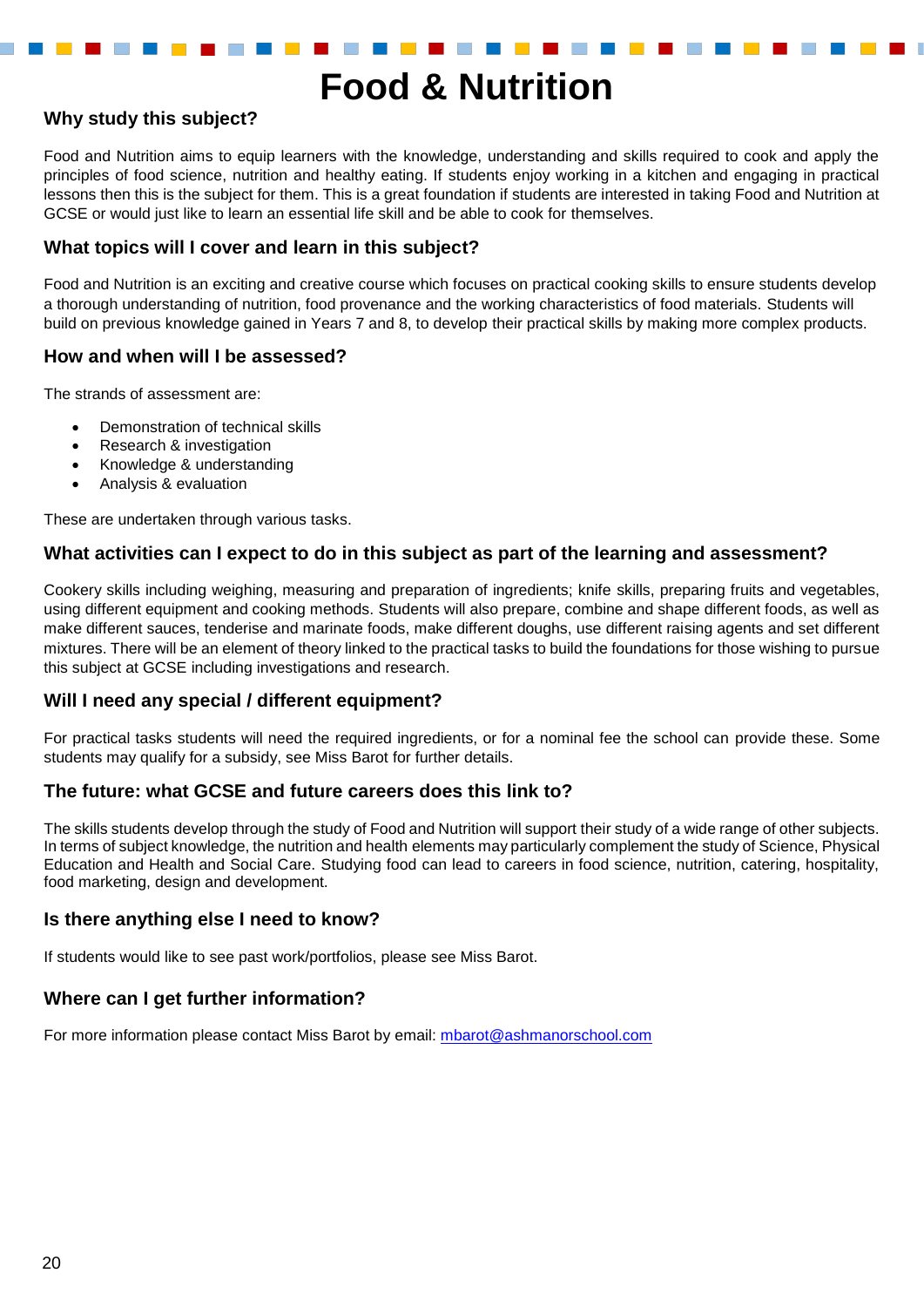# Food & Nutrition

## Why study this subject?

Food and Nutrition aims to equip learners with the knowledge, understanding and skills required to cook and apply the principles of food science, nutrition and healthy eating. If students enjoy working in a kitchen and engaging in practical lessons then this is the subject for them. This is a great foundation if students are interested in taking Food and Nutrition at GCSE or would just like to learn an essential life skill and be able to cook for themselves.

## What topics will I cover and learn in this subject?

Food and Nutrition is an exciting and creative course which focuses on practical cooking skills to ensure students develop a thorough understanding of nutrition, food provenance and the working characteristics of food materials. Students will build on previous knowledge gained in Years 7 and 8, to develop their practical skills by making more complex products.

## How and when will I be assessed?

The strands of assessment are:

- Demonstration of technical skills
- Research & investigation
- Knowledge & understanding
- Analysis & evaluation

These are undertaken through various tasks.

## What activities can I expect to do in this subject as part of the learning and assessment?

Cookery skills including weighing, measuring and preparation of ingredients; knife skills, preparing fruits and vegetables, using different equipment and cooking methods. Students will also prepare, combine and shape different foods, as well as make different sauces, tenderise and marinate foods, make different doughs, use different raising agents and set different mixtures. There will be an element of theory linked to the practical tasks to build the foundations for those wishing to pursue this subject at GCSE including investigations and research.

## Will I need any special / different equipment?

For practical tasks students will need the required ingredients, or for a nominal fee the school can provide these. Some students may qualify for a subsidy, see Miss Barot for further details.

## The future: what GCSE and future careers does this link to?

The skills students develop through the study of Food and Nutrition will support their study of a wide range of other subjects. In terms of subject knowledge, the nutrition and health elements may particularly complement the study of Science, Physical Education and Health and Social Care. Studying food can lead to careers in food science, nutrition, catering, hospitality, food marketing, design and development.

## Is there anything else I need to know?

If students would like to see past work/portfolios, please see Miss Barot.

## Where can I get further information?

For more information please contact Miss Barot by email: [mbarot@ashmanorschool.com](mailto:mbarot@ashmanorschool.com)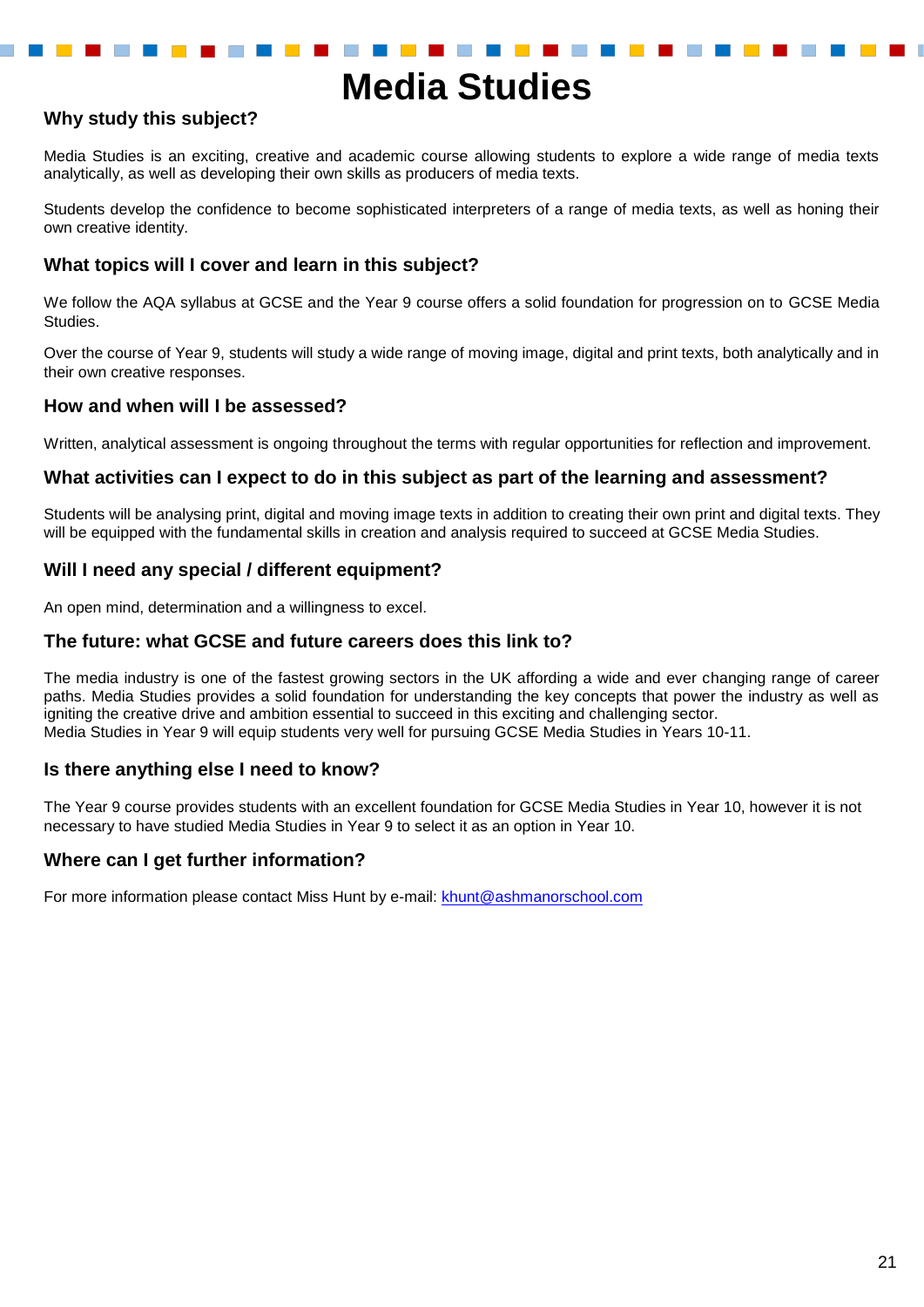# Media Studies

## Why study this subject?

Media Studies is an exciting, creative and academic course allowing students to explore a wide range of media texts analytically, as well as developing their own skills as producers of media texts.

Students develop the confidence to become sophisticated interpreters of a range of media texts, as well as honing their own creative identity.

## What topics will I cover and learn in this subject?

We follow the AQA syllabus at GCSE and the Year 9 course offers a solid foundation for progression on to GCSE Media Studies.

Over the course of Year 9, students will study a wide range of moving image, digital and print texts, both analytically and in their own creative responses.

## How and when will I be assessed?

Written, analytical assessment is ongoing throughout the terms with regular opportunities for reflection and improvement.

## What activities can I expect to do in this subject as part of the learning and assessment?

Students will be analysing print, digital and moving image texts in addition to creating their own print and digital texts. They will be equipped with the fundamental skills in creation and analysis required to succeed at GCSE Media Studies.

## Will I need any special / different equipment?

An open mind, determination and a willingness to excel.

## The future: what GCSE and future careers does this link to?

The media industry is one of the fastest growing sectors in the UK affording a wide and ever changing range of career paths. Media Studies provides a solid foundation for understanding the key concepts that power the industry as well as igniting the creative drive and ambition essential to succeed in this exciting and challenging sector.
Media Studies in Year 9 will equip students very well for pursuing GCSE Media Studies in Years 10-11.

## Is there anything else I need to know?

The Year 9 course provides students with an excellent foundation for GCSE Media Studies in Year 10, however it is not necessary to have studied Media Studies in Year 9 to select it as an option in Year 10.

## Where can I get further information?

For more information please contact Miss Hunt by e-mail: khunt@ashmanorschool.com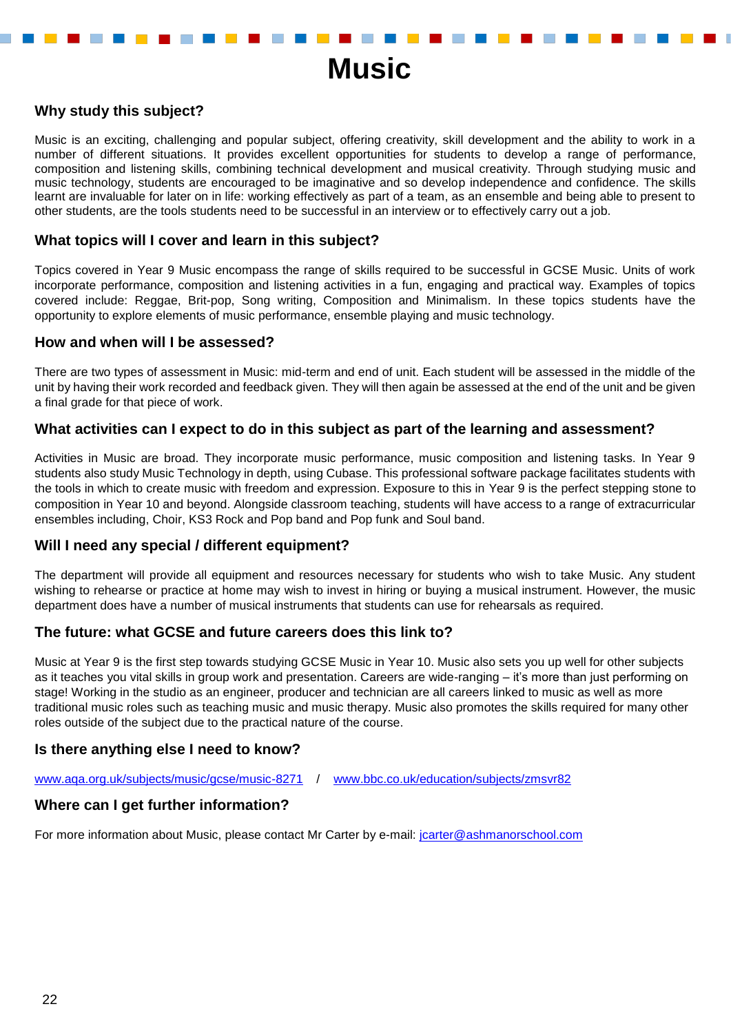# Music

## Why study this subject?

Music is an exciting, challenging and popular subject, offering creativity, skill development and the ability to work in a number of different situations. It provides excellent opportunities for students to develop a range of performance, composition and listening skills, combining technical development and musical creativity. Through studying music and music technology, students are encouraged to be imaginative and so develop independence and confidence. The skills learnt are invaluable for later on in life: working effectively as part of a team, as an ensemble and being able to present to other students, are the tools students need to be successful in an interview or to effectively carry out a job.

## What topics will I cover and learn in this subject?

Topics covered in Year 9 Music encompass the range of skills required to be successful in GCSE Music. Units of work incorporate performance, composition and listening activities in a fun, engaging and practical way. Examples of topics covered include: Reggae, Brit-pop, Song writing, Composition and Minimalism. In these topics students have the opportunity to explore elements of music performance, ensemble playing and music technology.

## How and when will I be assessed?

There are two types of assessment in Music: mid-term and end of unit. Each student will be assessed in the middle of the unit by having their work recorded and feedback given. They will then again be assessed at the end of the unit and be given a final grade for that piece of work.

## What activities can I expect to do in this subject as part of the learning and assessment?

Activities in Music are broad. They incorporate music performance, music composition and listening tasks. In Year 9 students also study Music Technology in depth, using Cubase. This professional software package facilitates students with the tools in which to create music with freedom and expression. Exposure to this in Year 9 is the perfect stepping stone to composition in Year 10 and beyond. Alongside classroom teaching, students will have access to a range of extracurricular ensembles including, Choir, KS3 Rock and Pop band and Pop funk and Soul band.

## Will I need any special / different equipment?

The department will provide all equipment and resources necessary for students who wish to take Music. Any student wishing to rehearse or practice at home may wish to invest in hiring or buying a musical instrument. However, the music department does have a number of musical instruments that students can use for rehearsals as required.

## The future: what GCSE and future careers does this link to?

Music at Year 9 is the first step towards studying GCSE Music in Year 10. Music also sets you up well for other subjects as it teaches you vital skills in group work and presentation. Careers are wide-ranging – it's more than just performing on stage! Working in the studio as an engineer, producer and technician are all careers linked to music as well as more traditional music roles such as teaching music and music therapy. Music also promotes the skills required for many other roles outside of the subject due to the practical nature of the course.

## Is there anything else I need to know?

www.aqa.org.uk/subjects/music/gcse/music-8271 / www.bbc.co.uk/education/subjects/zmsvr82

## Where can I get further information?

For more information about Music, please contact Mr Carter by e-mail: jcarter@ashmanorschool.com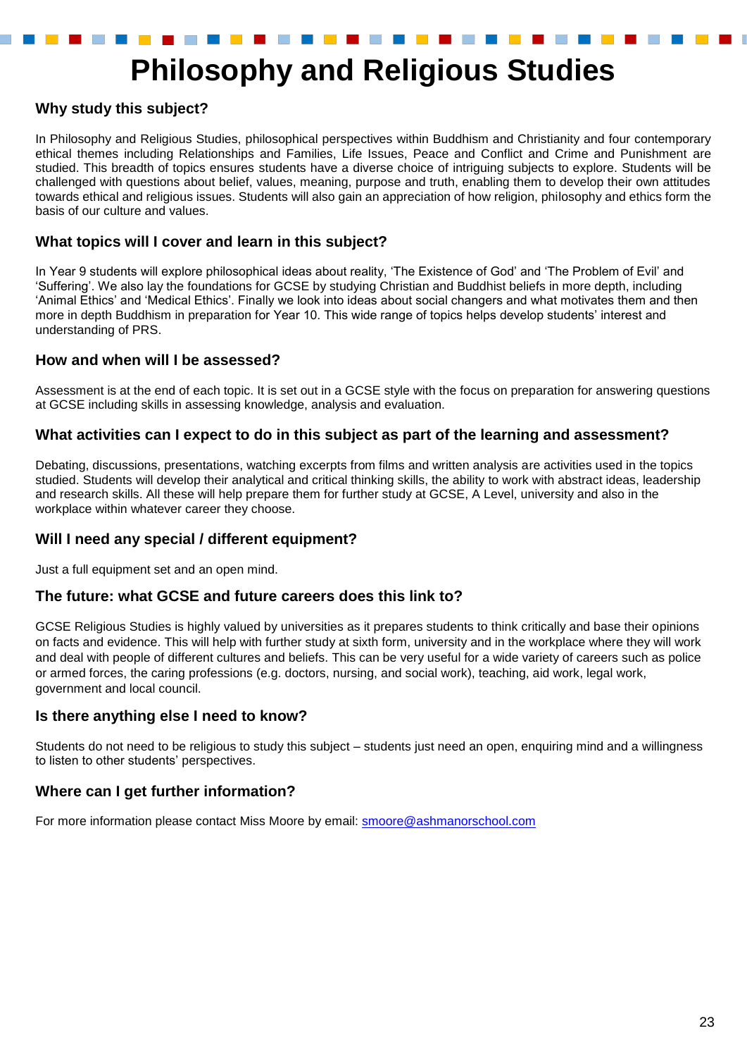# Philosophy and Religious Studies

## Why study this subject?

In Philosophy and Religious Studies, philosophical perspectives within Buddhism and Christianity and four contemporary ethical themes including Relationships and Families, Life Issues, Peace and Conflict and Crime and Punishment are studied. This breadth of topics ensures students have a diverse choice of intriguing subjects to explore. Students will be challenged with questions about belief, values, meaning, purpose and truth, enabling them to develop their own attitudes towards ethical and religious issues. Students will also gain an appreciation of how religion, philosophy and ethics form the basis of our culture and values.

## What topics will I cover and learn in this subject?

In Year 9 students will explore philosophical ideas about reality, 'The Existence of God' and 'The Problem of Evil' and 'Suffering'. We also lay the foundations for GCSE by studying Christian and Buddhist beliefs in more depth, including 'Animal Ethics' and 'Medical Ethics'. Finally we look into ideas about social changers and what motivates them and then more in depth Buddhism in preparation for Year 10. This wide range of topics helps develop students' interest and understanding of PRS.

## How and when will I be assessed?

Assessment is at the end of each topic. It is set out in a GCSE style with the focus on preparation for answering questions at GCSE including skills in assessing knowledge, analysis and evaluation.

## What activities can I expect to do in this subject as part of the learning and assessment?

Debating, discussions, presentations, watching excerpts from films and written analysis are activities used in the topics studied. Students will develop their analytical and critical thinking skills, the ability to work with abstract ideas, leadership and research skills. All these will help prepare them for further study at GCSE, A Level, university and also in the workplace within whatever career they choose.

## Will I need any special / different equipment?

Just a full equipment set and an open mind.

## The future: what GCSE and future careers does this link to?

GCSE Religious Studies is highly valued by universities as it prepares students to think critically and base their opinions on facts and evidence. This will help with further study at sixth form, university and in the workplace where they will work and deal with people of different cultures and beliefs. This can be very useful for a wide variety of careers such as police or armed forces, the caring professions (e.g. doctors, nursing, and social work), teaching, aid work, legal work, government and local council.

## Is there anything else I need to know?

Students do not need to be religious to study this subject – students just need an open, enquiring mind and a willingness to listen to other students' perspectives.

## Where can I get further information?

For more information please contact Miss Moore by email: smoore@ashmanorschool.com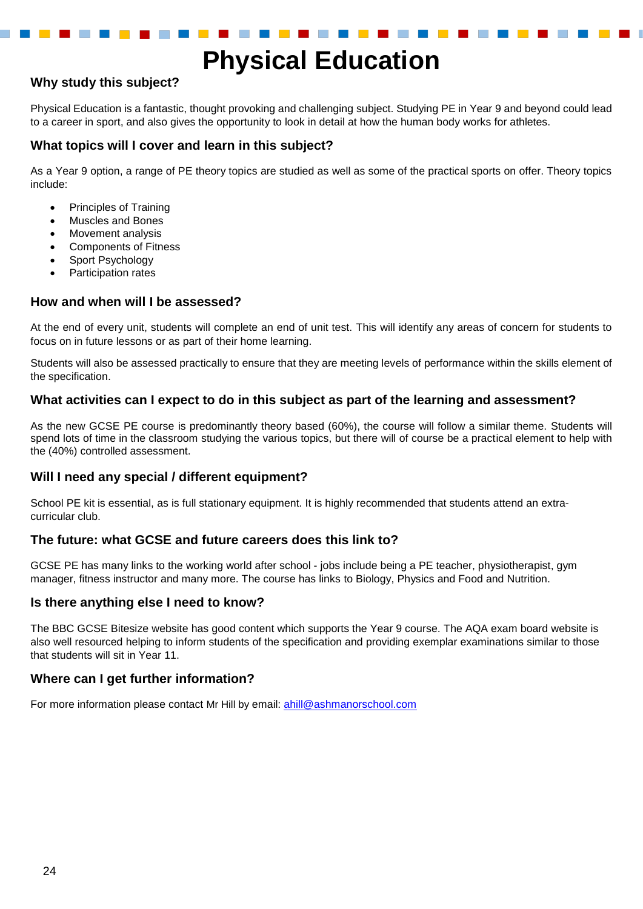# Physical Education

## Why study this subject?

Physical Education is a fantastic, thought provoking and challenging subject. Studying PE in Year 9 and beyond could lead to a career in sport, and also gives the opportunity to look in detail at how the human body works for athletes.

## What topics will I cover and learn in this subject?

As a Year 9 option, a range of PE theory topics are studied as well as some of the practical sports on offer. Theory topics include:

- Principles of Training
- Muscles and Bones
- Movement analysis
- Components of Fitness
- Sport Psychology
- Participation rates

## How and when will I be assessed?

At the end of every unit, students will complete an end of unit test. This will identify any areas of concern for students to focus on in future lessons or as part of their home learning.

Students will also be assessed practically to ensure that they are meeting levels of performance within the skills element of the specification.

## What activities can I expect to do in this subject as part of the learning and assessment?

As the new GCSE PE course is predominantly theory based (60%), the course will follow a similar theme. Students will spend lots of time in the classroom studying the various topics, but there will of course be a practical element to help with the (40%) controlled assessment.

## Will I need any special / different equipment?

School PE kit is essential, as is full stationary equipment. It is highly recommended that students attend an extra-curricular club.

## The future: what GCSE and future careers does this link to?

GCSE PE has many links to the working world after school - jobs include being a PE teacher, physiotherapist, gym manager, fitness instructor and many more. The course has links to Biology, Physics and Food and Nutrition.

## Is there anything else I need to know?

The BBC GCSE Bitesize website has good content which supports the Year 9 course. The AQA exam board website is also well resourced helping to inform students of the specification and providing exemplar examinations similar to those that students will sit in Year 11.

## Where can I get further information?

For more information please contact Mr Hill by email: [ahill@ashmanorschool.com](mailto:ahill@ashmanorschool.com)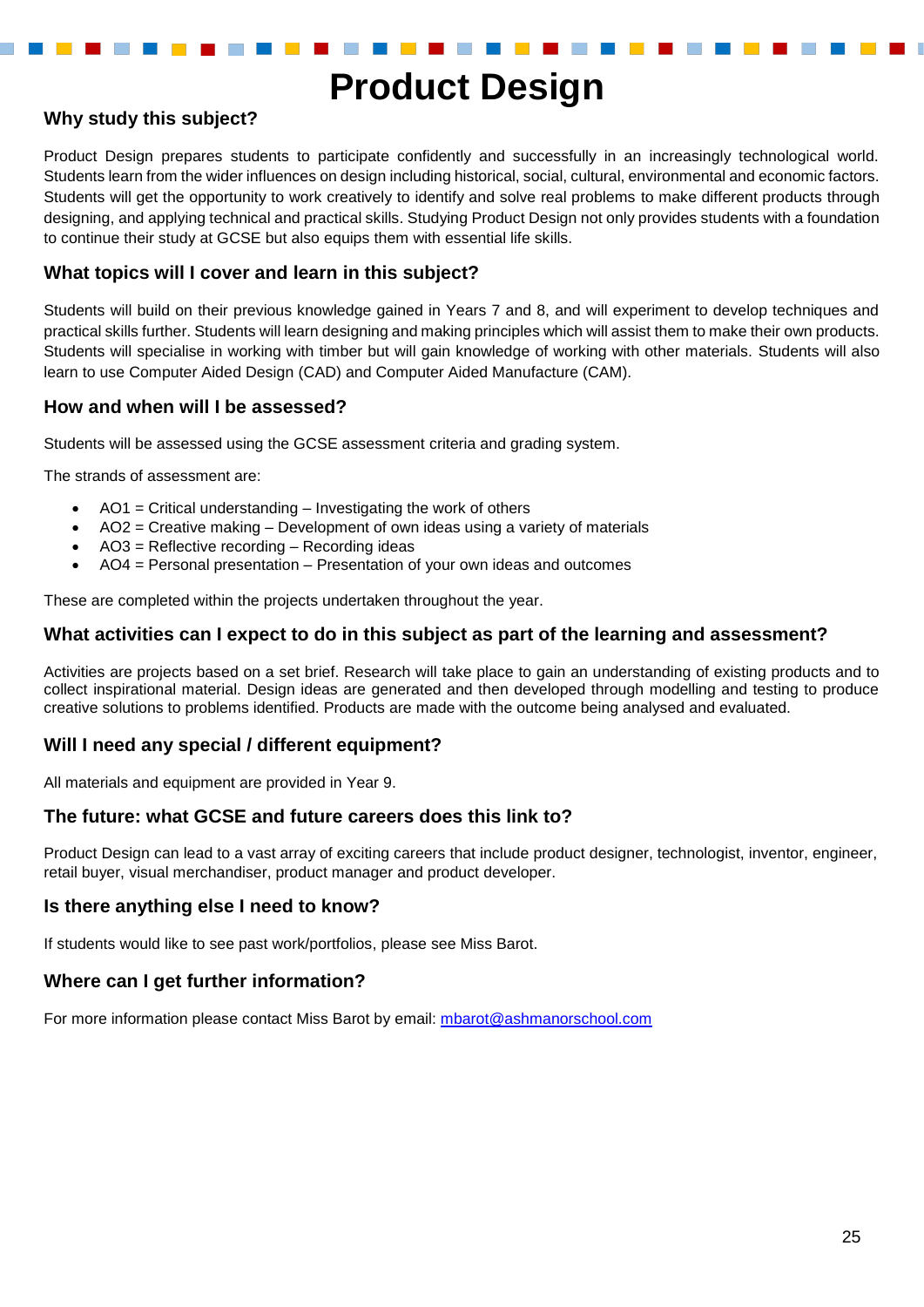# Product Design

## Why study this subject?

Product Design prepares students to participate confidently and successfully in an increasingly technological world. Students learn from the wider influences on design including historical, social, cultural, environmental and economic factors. Students will get the opportunity to work creatively to identify and solve real problems to make different products through designing, and applying technical and practical skills. Studying Product Design not only provides students with a foundation to continue their study at GCSE but also equips them with essential life skills.

## What topics will I cover and learn in this subject?

Students will build on their previous knowledge gained in Years 7 and 8, and will experiment to develop techniques and practical skills further. Students will learn designing and making principles which will assist them to make their own products. Students will specialise in working with timber but will gain knowledge of working with other materials. Students will also learn to use Computer Aided Design (CAD) and Computer Aided Manufacture (CAM).

## How and when will I be assessed?

Students will be assessed using the GCSE assessment criteria and grading system.

The strands of assessment are:

- AO1 = Critical understanding – Investigating the work of others
- AO2 = Creative making – Development of own ideas using a variety of materials
- AO3 = Reflective recording – Recording ideas
- AO4 = Personal presentation – Presentation of your own ideas and outcomes

These are completed within the projects undertaken throughout the year.

## What activities can I expect to do in this subject as part of the learning and assessment?

Activities are projects based on a set brief. Research will take place to gain an understanding of existing products and to collect inspirational material. Design ideas are generated and then developed through modelling and testing to produce creative solutions to problems identified. Products are made with the outcome being analysed and evaluated.

## Will I need any special / different equipment?

All materials and equipment are provided in Year 9.

## The future: what GCSE and future careers does this link to?

Product Design can lead to a vast array of exciting careers that include product designer, technologist, inventor, engineer, retail buyer, visual merchandiser, product manager and product developer.

## Is there anything else I need to know?

If students would like to see past work/portfolios, please see Miss Barot.

## Where can I get further information?

For more information please contact Miss Barot by email: mbarot@ashmanorschool.com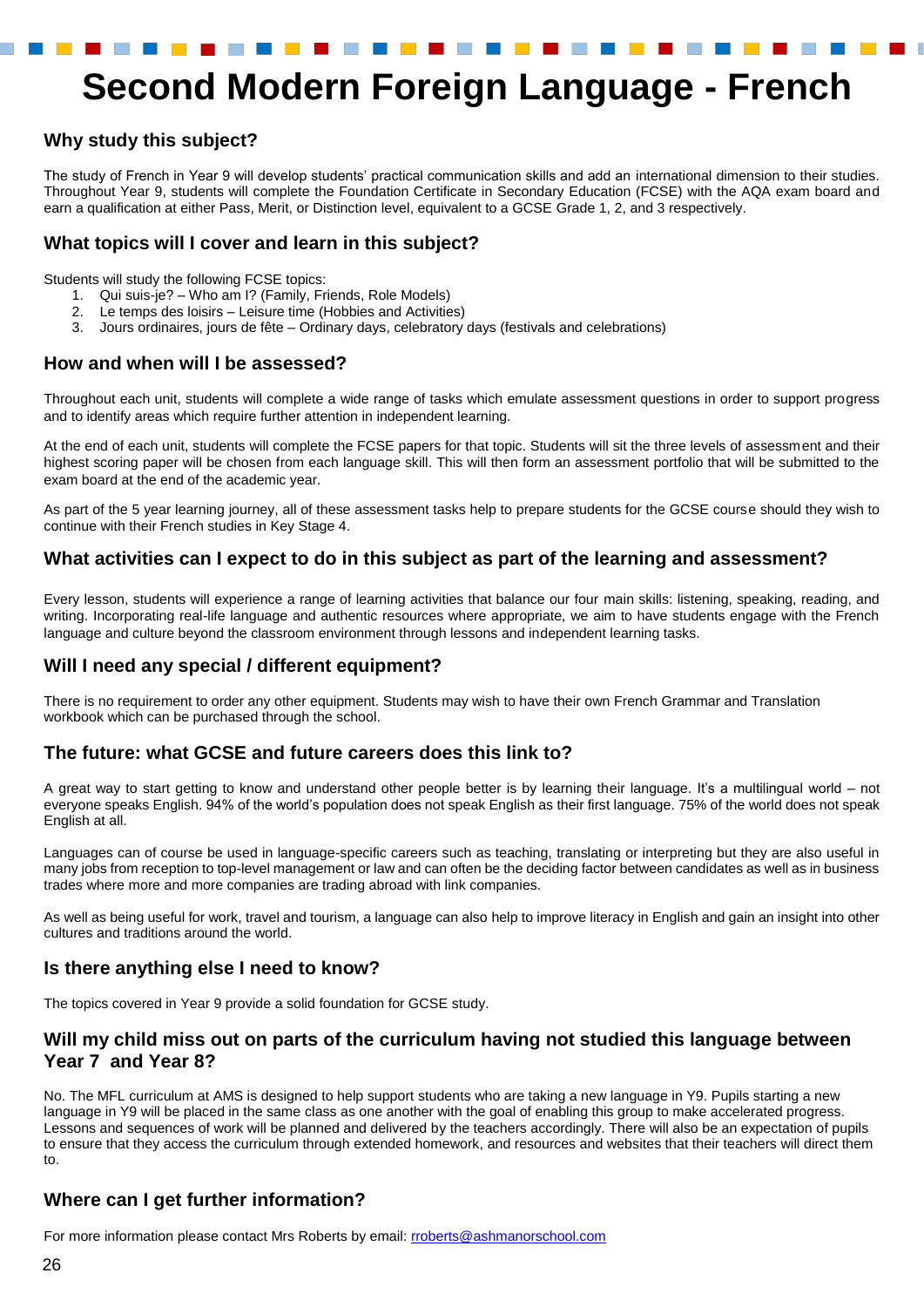# Second Modern Foreign Language - French

## Why study this subject?

The study of French in Year 9 will develop students' practical communication skills and add an international dimension to their studies. Throughout Year 9, students will complete the Foundation Certificate in Secondary Education (FCSE) with the AQA exam board and earn a qualification at either Pass, Merit, or Distinction level, equivalent to a GCSE Grade 1, 2, and 3 respectively.

## What topics will I cover and learn in this subject?

Students will study the following FCSE topics:

1. Qui suis-je? – Who am I? (Family, Friends, Role Models)
2. Le temps des loisirs – Leisure time (Hobbies and Activities)
3. Jours ordinaires, jours de fête – Ordinary days, celebratory days (festivals and celebrations)

## How and when will I be assessed?

Throughout each unit, students will complete a wide range of tasks which emulate assessment questions in order to support progress and to identify areas which require further attention in independent learning.

At the end of each unit, students will complete the FCSE papers for that topic. Students will sit the three levels of assessment and their highest scoring paper will be chosen from each language skill. This will then form an assessment portfolio that will be submitted to the exam board at the end of the academic year.

As part of the 5 year learning journey, all of these assessment tasks help to prepare students for the GCSE course should they wish to continue with their French studies in Key Stage 4.

## What activities can I expect to do in this subject as part of the learning and assessment?

Every lesson, students will experience a range of learning activities that balance our four main skills: listening, speaking, reading, and writing. Incorporating real-life language and authentic resources where appropriate, we aim to have students engage with the French language and culture beyond the classroom environment through lessons and independent learning tasks.

## Will I need any special / different equipment?

There is no requirement to order any other equipment. Students may wish to have their own French Grammar and Translation workbook which can be purchased through the school.

## The future: what GCSE and future careers does this link to?

A great way to start getting to know and understand other people better is by learning their language. It's a multilingual world – not everyone speaks English. 94% of the world's population does not speak English as their first language. 75% of the world does not speak English at all.

Languages can of course be used in language-specific careers such as teaching, translating or interpreting but they are also useful in many jobs from reception to top-level management or law and can often be the deciding factor between candidates as well as in business trades where more and more companies are trading abroad with link companies.

As well as being useful for work, travel and tourism, a language can also help to improve literacy in English and gain an insight into other cultures and traditions around the world.

## Is there anything else I need to know?

The topics covered in Year 9 provide a solid foundation for GCSE study.

## Will my child miss out on parts of the curriculum having not studied this language between Year 7 and Year 8?

No. The MFL curriculum at AMS is designed to help support students who are taking a new language in Y9. Pupils starting a new language in Y9 will be placed in the same class as one another with the goal of enabling this group to make accelerated progress. Lessons and sequences of work will be planned and delivered by the teachers accordingly. There will also be an expectation of pupils to ensure that they access the curriculum through extended homework, and resources and websites that their teachers will direct them to.

## Where can I get further information?

For more information please contact Mrs Roberts by email: rroberts@ashmanorschool.com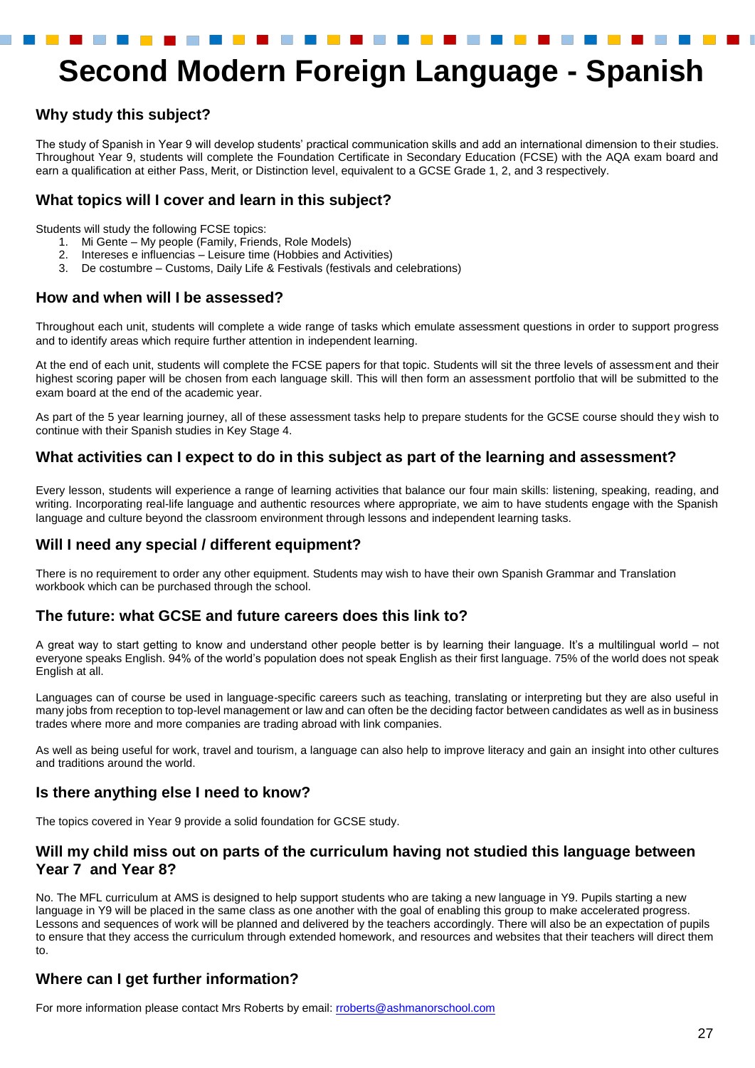# Second Modern Foreign Language - Spanish

## Why study this subject?

The study of Spanish in Year 9 will develop students' practical communication skills and add an international dimension to their studies. Throughout Year 9, students will complete the Foundation Certificate in Secondary Education (FCSE) with the AQA exam board and earn a qualification at either Pass, Merit, or Distinction level, equivalent to a GCSE Grade 1, 2, and 3 respectively.

## What topics will I cover and learn in this subject?

Students will study the following FCSE topics:

1. Mi Gente – My people (Family, Friends, Role Models)
2. Intereses e influencias – Leisure time (Hobbies and Activities)
3. De costumbre – Customs, Daily Life & Festivals (festivals and celebrations)

## How and when will I be assessed?

Throughout each unit, students will complete a wide range of tasks which emulate assessment questions in order to support progress and to identify areas which require further attention in independent learning.

At the end of each unit, students will complete the FCSE papers for that topic. Students will sit the three levels of assessment and their highest scoring paper will be chosen from each language skill. This will then form an assessment portfolio that will be submitted to the exam board at the end of the academic year.

As part of the 5 year learning journey, all of these assessment tasks help to prepare students for the GCSE course should they wish to continue with their Spanish studies in Key Stage 4.

## What activities can I expect to do in this subject as part of the learning and assessment?

Every lesson, students will experience a range of learning activities that balance our four main skills: listening, speaking, reading, and writing. Incorporating real-life language and authentic resources where appropriate, we aim to have students engage with the Spanish language and culture beyond the classroom environment through lessons and independent learning tasks.

## Will I need any special / different equipment?

There is no requirement to order any other equipment. Students may wish to have their own Spanish Grammar and Translation workbook which can be purchased through the school.

## The future: what GCSE and future careers does this link to?

A great way to start getting to know and understand other people better is by learning their language. It's a multilingual world – not everyone speaks English. 94% of the world's population does not speak English as their first language. 75% of the world does not speak English at all.

Languages can of course be used in language-specific careers such as teaching, translating or interpreting but they are also useful in many jobs from reception to top-level management or law and can often be the deciding factor between candidates as well as in business trades where more and more companies are trading abroad with link companies.

As well as being useful for work, travel and tourism, a language can also help to improve literacy and gain an insight into other cultures and traditions around the world.

## Is there anything else I need to know?

The topics covered in Year 9 provide a solid foundation for GCSE study.

## Will my child miss out on parts of the curriculum having not studied this language between Year 7 and Year 8?

No. The MFL curriculum at AMS is designed to help support students who are taking a new language in Y9. Pupils starting a new language in Y9 will be placed in the same class as one another with the goal of enabling this group to make accelerated progress. Lessons and sequences of work will be planned and delivered by the teachers accordingly. There will also be an expectation of pupils to ensure that they access the curriculum through extended homework, and resources and websites that their teachers will direct them to.

## Where can I get further information?

For more information please contact Mrs Roberts by email: rroberts@ashmanorschool.com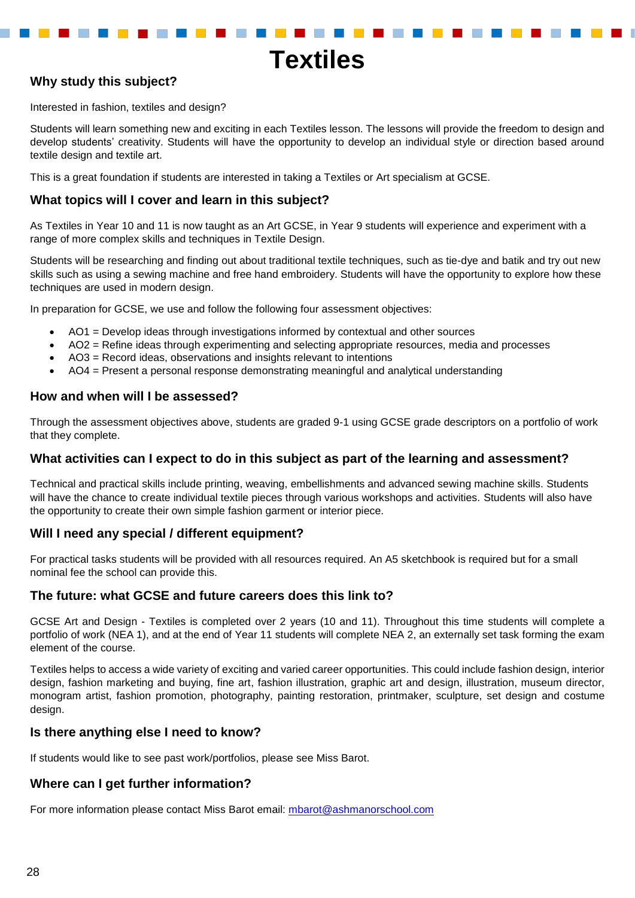# Textiles

## Why study this subject?

Interested in fashion, textiles and design?

Students will learn something new and exciting in each Textiles lesson. The lessons will provide the freedom to design and develop students' creativity. Students will have the opportunity to develop an individual style or direction based around textile design and textile art.

This is a great foundation if students are interested in taking a Textiles or Art specialism at GCSE.

## What topics will I cover and learn in this subject?

As Textiles in Year 10 and 11 is now taught as an Art GCSE, in Year 9 students will experience and experiment with a range of more complex skills and techniques in Textile Design.

Students will be researching and finding out about traditional textile techniques, such as tie-dye and batik and try out new skills such as using a sewing machine and free hand embroidery. Students will have the opportunity to explore how these techniques are used in modern design.

In preparation for GCSE, we use and follow the following four assessment objectives:

- AO1 = Develop ideas through investigations informed by contextual and other sources
- AO2 = Refine ideas through experimenting and selecting appropriate resources, media and processes
- AO3 = Record ideas, observations and insights relevant to intentions
- AO4 = Present a personal response demonstrating meaningful and analytical understanding

## How and when will I be assessed?

Through the assessment objectives above, students are graded 9-1 using GCSE grade descriptors on a portfolio of work that they complete.

## What activities can I expect to do in this subject as part of the learning and assessment?

Technical and practical skills include printing, weaving, embellishments and advanced sewing machine skills. Students will have the chance to create individual textile pieces through various workshops and activities. Students will also have the opportunity to create their own simple fashion garment or interior piece.

## Will I need any special / different equipment?

For practical tasks students will be provided with all resources required. An A5 sketchbook is required but for a small nominal fee the school can provide this.

## The future: what GCSE and future careers does this link to?

GCSE Art and Design - Textiles is completed over 2 years (10 and 11). Throughout this time students will complete a portfolio of work (NEA 1), and at the end of Year 11 students will complete NEA 2, an externally set task forming the exam element of the course.

Textiles helps to access a wide variety of exciting and varied career opportunities. This could include fashion design, interior design, fashion marketing and buying, fine art, fashion illustration, graphic art and design, illustration, museum director, monogram artist, fashion promotion, photography, painting restoration, printmaker, sculpture, set design and costume design.

## Is there anything else I need to know?

If students would like to see past work/portfolios, please see Miss Barot.

## Where can I get further information?

For more information please contact Miss Barot email: [mbarot@ashmanorschool.com](mailto:mbarot@ashmanorschool.com)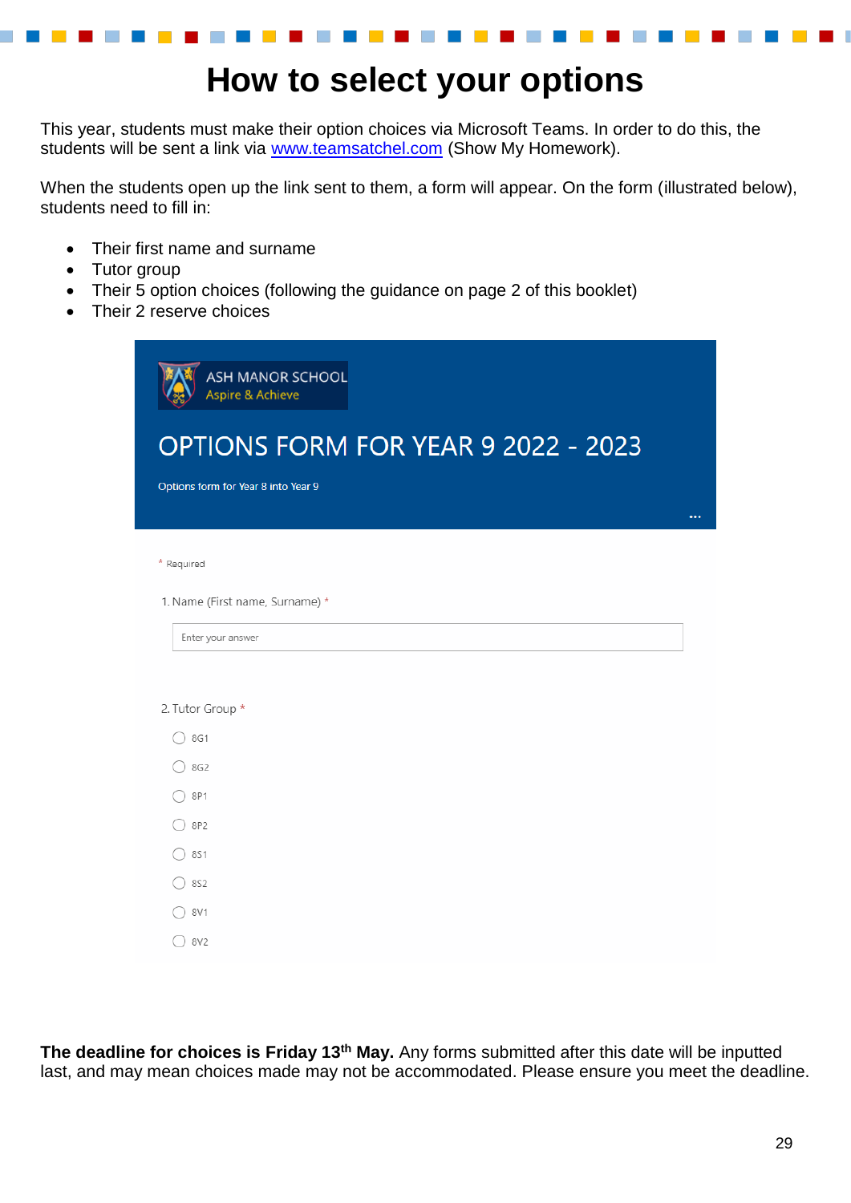# How to select your options

This year, students must make their option choices via Microsoft Teams. In order to do this, the students will be sent a link via www.teamsatchel.com (Show My Homework).

When the students open up the link sent to them, a form will appear. On the form (illustrated below), students need to fill in:

- Their first name and surname
- Tutor group
- Their 5 option choices (following the guidance on page 2 of this booklet)
- Their 2 reserve choices

ASH MANOR SCHOOL
Aspire & Achieve

OPTIONS FORM FOR YEAR 9 2022 - 2023

Options form for Year 8 into Year 9

\* Required

1. Name (First name, Surname) *

Enter your answer

2. Tutor Group *

- 8G1
- 8G2
- 8P1
- 8P2
- 8S1
- 8S2
- 8V1
- 8V2

**The deadline for choices is Friday 13th May.** Any forms submitted after this date will be inputted last, and may mean choices made may not be accommodated. Please ensure you meet the deadline.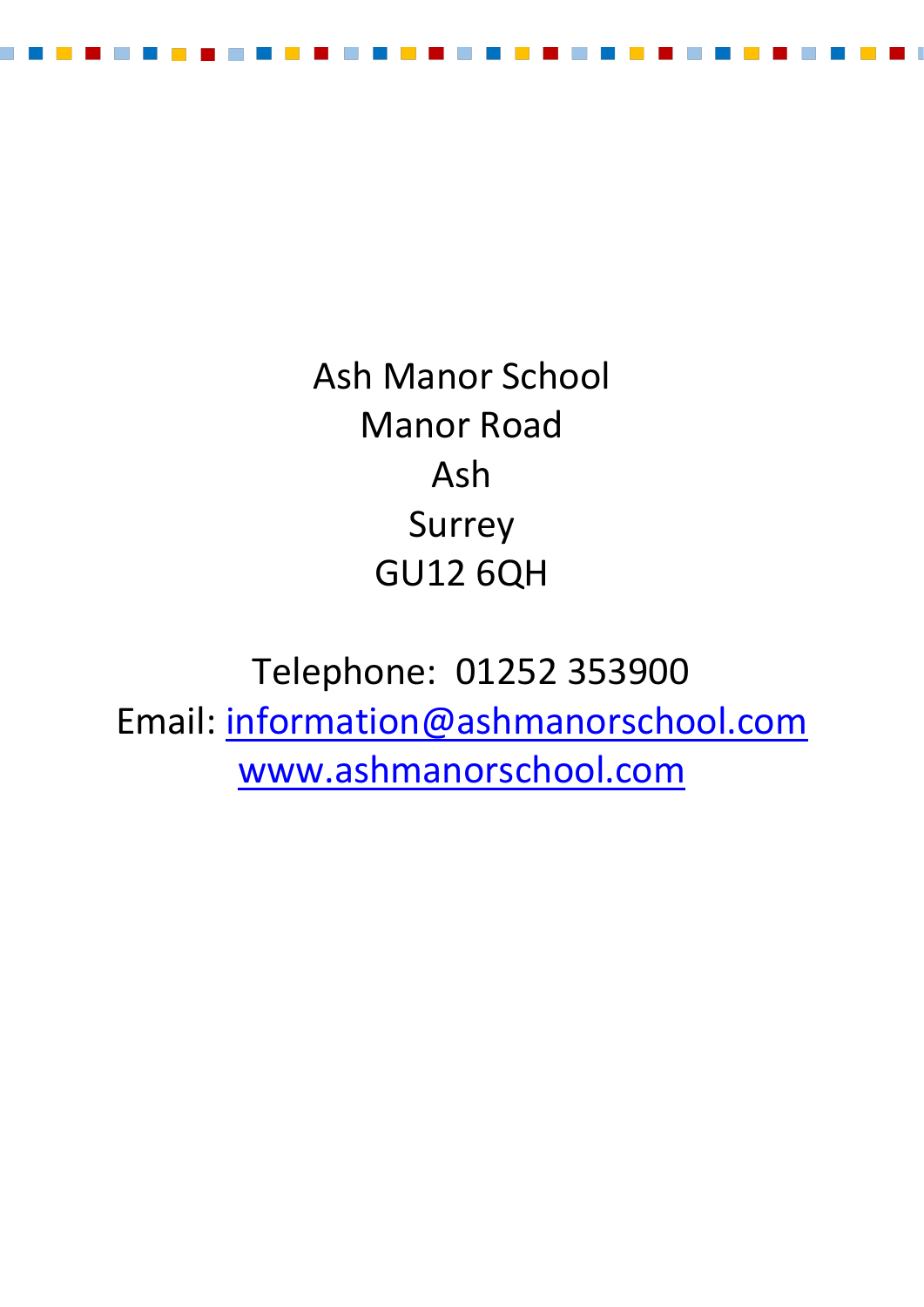Ash Manor School
Manor Road
Ash
Surrey
GU12 6QH

Telephone: 01252 353900
Email: information@ashmanorschool.com
www.ashmanorschool.com